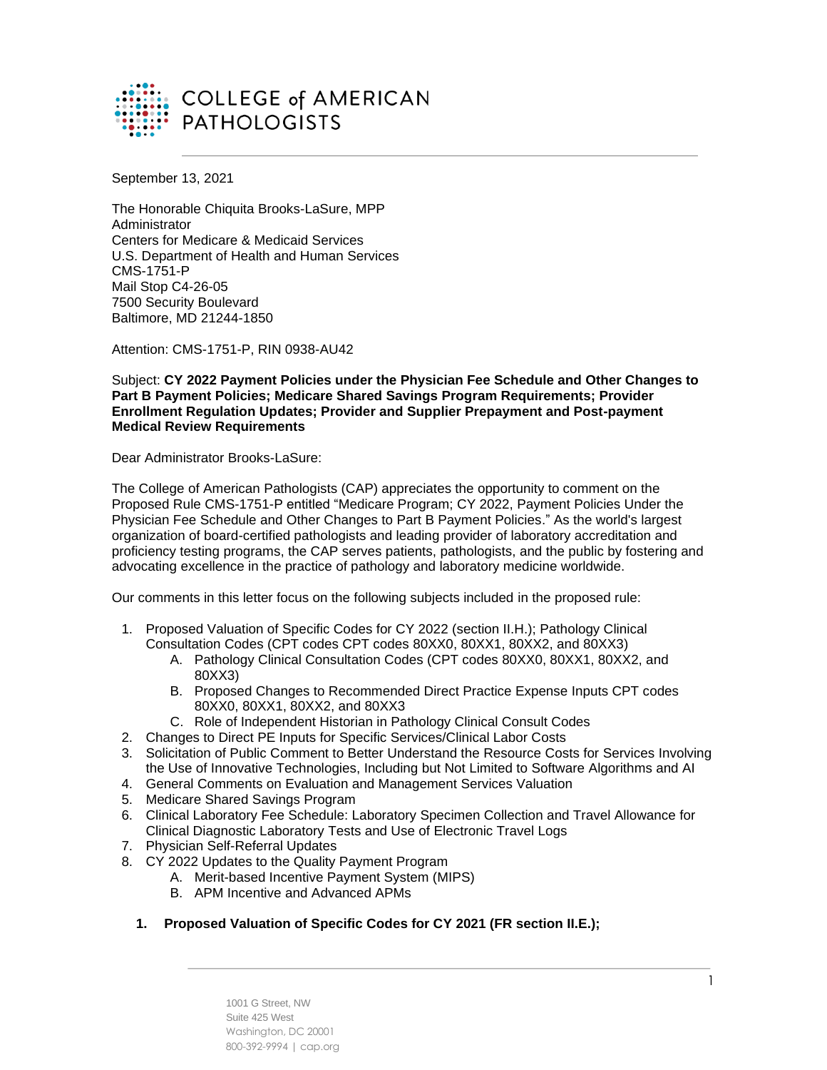COLLEGE of AMERICAN PATHOLOGISTS

September 13, 2021

The Honorable Chiquita Brooks-LaSure, MPP
Administrator
Centers for Medicare & Medicaid Services
U.S. Department of Health and Human Services
CMS-1751-P
Mail Stop C4-26-05
7500 Security Boulevard
Baltimore, MD 21244-1850

Attention: CMS-1751-P, RIN 0938-AU42

Subject: **CY 2022 Payment Policies under the Physician Fee Schedule and Other Changes to Part B Payment Policies; Medicare Shared Savings Program Requirements; Provider Enrollment Regulation Updates; Provider and Supplier Prepayment and Post-payment Medical Review Requirements**

Dear Administrator Brooks-LaSure:

The College of American Pathologists (CAP) appreciates the opportunity to comment on the Proposed Rule CMS-1751-P entitled "Medicare Program; CY 2022, Payment Policies Under the Physician Fee Schedule and Other Changes to Part B Payment Policies." As the world's largest organization of board-certified pathologists and leading provider of laboratory accreditation and proficiency testing programs, the CAP serves patients, pathologists, and the public by fostering and advocating excellence in the practice of pathology and laboratory medicine worldwide.

Our comments in this letter focus on the following subjects included in the proposed rule:

1. Proposed Valuation of Specific Codes for CY 2022 (section II.H.); Pathology Clinical Consultation Codes (CPT codes CPT codes 80XX0, 80XX1, 80XX2, and 80XX3)
   A. Pathology Clinical Consultation Codes (CPT codes 80XX0, 80XX1, 80XX2, and 80XX3)
   B. Proposed Changes to Recommended Direct Practice Expense Inputs CPT codes 80XX0, 80XX1, 80XX2, and 80XX3
   C. Role of Independent Historian in Pathology Clinical Consult Codes
2. Changes to Direct PE Inputs for Specific Services/Clinical Labor Costs
3. Solicitation of Public Comment to Better Understand the Resource Costs for Services Involving the Use of Innovative Technologies, Including but Not Limited to Software Algorithms and AI
4. General Comments on Evaluation and Management Services Valuation
5. Medicare Shared Savings Program
6. Clinical Laboratory Fee Schedule: Laboratory Specimen Collection and Travel Allowance for Clinical Diagnostic Laboratory Tests and Use of Electronic Travel Logs
7. Physician Self-Referral Updates
8. CY 2022 Updates to the Quality Payment Program
   A. Merit-based Incentive Payment System (MIPS)
   B. APM Incentive and Advanced APMs

## 1. Proposed Valuation of Specific Codes for CY 2021 (FR section II.E.);

1001 G Street, NW
Suite 425 West
Washington, DC 20001
800-392-9994 | cap.org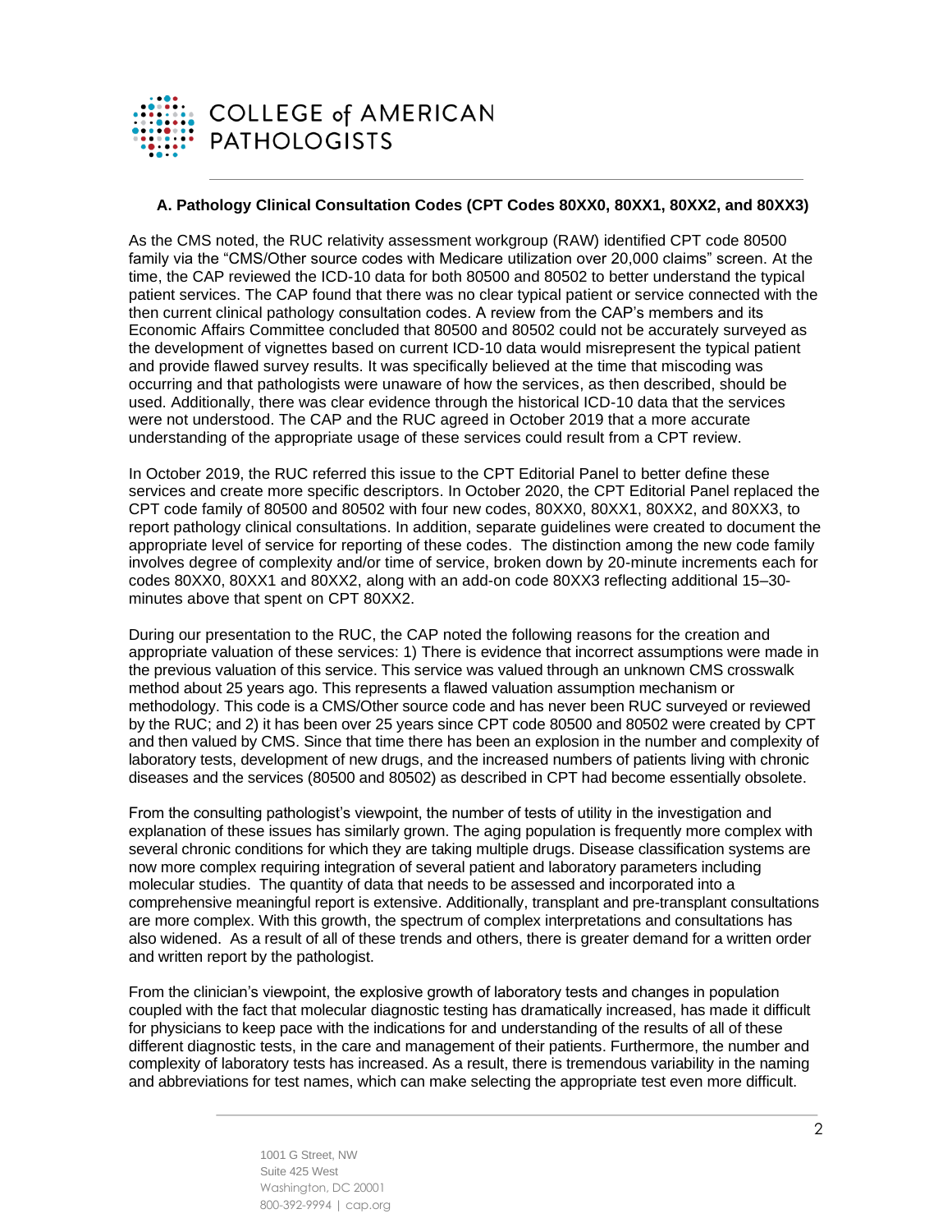### A. Pathology Clinical Consultation Codes (CPT Codes 80XX0, 80XX1, 80XX2, and 80XX3)

As the CMS noted, the RUC relativity assessment workgroup (RAW) identified CPT code 80500 family via the "CMS/Other source codes with Medicare utilization over 20,000 claims" screen. At the time, the CAP reviewed the ICD-10 data for both 80500 and 80502 to better understand the typical patient services. The CAP found that there was no clear typical patient or service connected with the then current clinical pathology consultation codes. A review from the CAP's members and its Economic Affairs Committee concluded that 80500 and 80502 could not be accurately surveyed as the development of vignettes based on current ICD-10 data would misrepresent the typical patient and provide flawed survey results. It was specifically believed at the time that miscoding was occurring and that pathologists were unaware of how the services, as then described, should be used. Additionally, there was clear evidence through the historical ICD-10 data that the services were not understood. The CAP and the RUC agreed in October 2019 that a more accurate understanding of the appropriate usage of these services could result from a CPT review.

In October 2019, the RUC referred this issue to the CPT Editorial Panel to better define these services and create more specific descriptors. In October 2020, the CPT Editorial Panel replaced the CPT code family of 80500 and 80502 with four new codes, 80XX0, 80XX1, 80XX2, and 80XX3, to report pathology clinical consultations. In addition, separate guidelines were created to document the appropriate level of service for reporting of these codes. The distinction among the new code family involves degree of complexity and/or time of service, broken down by 20-minute increments each for codes 80XX0, 80XX1 and 80XX2, along with an add-on code 80XX3 reflecting additional 15–30-minutes above that spent on CPT 80XX2.

During our presentation to the RUC, the CAP noted the following reasons for the creation and appropriate valuation of these services: 1) There is evidence that incorrect assumptions were made in the previous valuation of this service. This service was valued through an unknown CMS crosswalk method about 25 years ago. This represents a flawed valuation assumption mechanism or methodology. This code is a CMS/Other source code and has never been RUC surveyed or reviewed by the RUC; and 2) it has been over 25 years since CPT code 80500 and 80502 were created by CPT and then valued by CMS. Since that time there has been an explosion in the number and complexity of laboratory tests, development of new drugs, and the increased numbers of patients living with chronic diseases and the services (80500 and 80502) as described in CPT had become essentially obsolete.

From the consulting pathologist's viewpoint, the number of tests of utility in the investigation and explanation of these issues has similarly grown. The aging population is frequently more complex with several chronic conditions for which they are taking multiple drugs. Disease classification systems are now more complex requiring integration of several patient and laboratory parameters including molecular studies. The quantity of data that needs to be assessed and incorporated into a comprehensive meaningful report is extensive. Additionally, transplant and pre-transplant consultations are more complex. With this growth, the spectrum of complex interpretations and consultations has also widened. As a result of all of these trends and others, there is greater demand for a written order and written report by the pathologist.

From the clinician's viewpoint, the explosive growth of laboratory tests and changes in population coupled with the fact that molecular diagnostic testing has dramatically increased, has made it difficult for physicians to keep pace with the indications for and understanding of the results of all of these different diagnostic tests, in the care and management of their patients. Furthermore, the number and complexity of laboratory tests has increased. As a result, there is tremendous variability in the naming and abbreviations for test names, which can make selecting the appropriate test even more difficult.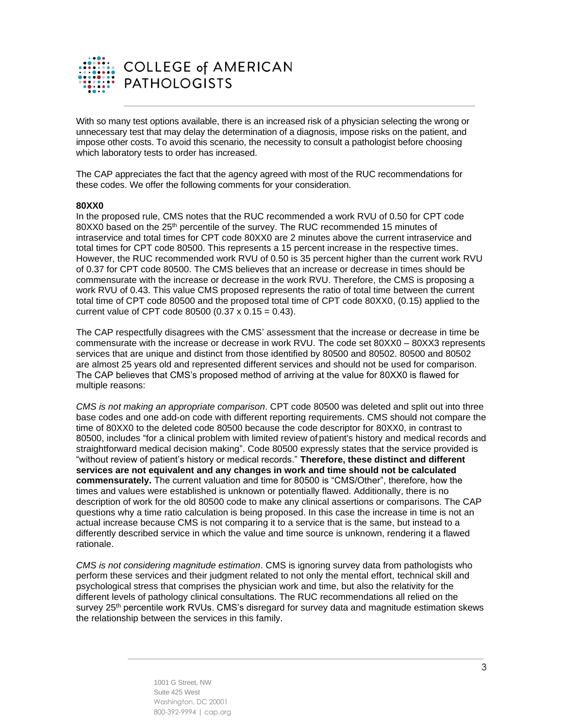With so many test options available, there is an increased risk of a physician selecting the wrong or unnecessary test that may delay the determination of a diagnosis, impose risks on the patient, and impose other costs. To avoid this scenario, the necessity to consult a pathologist before choosing which laboratory tests to order has increased.

The CAP appreciates the fact that the agency agreed with most of the RUC recommendations for these codes. We offer the following comments for your consideration.

**80XX0**

In the proposed rule, CMS notes that the RUC recommended a work RVU of 0.50 for CPT code 80XX0 based on the 25th percentile of the survey. The RUC recommended 15 minutes of intraservice and total times for CPT code 80XX0 are 2 minutes above the current intraservice and total times for CPT code 80500. This represents a 15 percent increase in the respective times. However, the RUC recommended work RVU of 0.50 is 35 percent higher than the current work RVU of 0.37 for CPT code 80500. The CMS believes that an increase or decrease in times should be commensurate with the increase or decrease in the work RVU. Therefore, the CMS is proposing a work RVU of 0.43. This value CMS proposed represents the ratio of total time between the current total time of CPT code 80500 and the proposed total time of CPT code 80XX0, (0.15) applied to the current value of CPT code 80500 (0.37 x 0.15 = 0.43).

The CAP respectfully disagrees with the CMS' assessment that the increase or decrease in time be commensurate with the increase or decrease in work RVU. The code set 80XX0 – 80XX3 represents services that are unique and distinct from those identified by 80500 and 80502. 80500 and 80502 are almost 25 years old and represented different services and should not be used for comparison. The CAP believes that CMS's proposed method of arriving at the value for 80XX0 is flawed for multiple reasons:

*CMS is not making an appropriate comparison*. CPT code 80500 was deleted and split out into three base codes and one add-on code with different reporting requirements. CMS should not compare the time of 80XX0 to the deleted code 80500 because the code descriptor for 80XX0, in contrast to 80500, includes "for a clinical problem with limited review of patient's history and medical records and straightforward medical decision making". Code 80500 expressly states that the service provided is "without review of patient's history or medical records." **Therefore, these distinct and different services are not equivalent and any changes in work and time should not be calculated commensurately.** The current valuation and time for 80500 is "CMS/Other", therefore, how the times and values were established is unknown or potentially flawed. Additionally, there is no description of work for the old 80500 code to make any clinical assertions or comparisons. The CAP questions why a time ratio calculation is being proposed. In this case the increase in time is not an actual increase because CMS is not comparing it to a service that is the same, but instead to a differently described service in which the value and time source is unknown, rendering it a flawed rationale.

*CMS is not considering magnitude estimation*. CMS is ignoring survey data from pathologists who perform these services and their judgment related to not only the mental effort, technical skill and psychological stress that comprises the physician work and time, but also the relativity for the different levels of pathology clinical consultations. The RUC recommendations all relied on the survey 25th percentile work RVUs. CMS's disregard for survey data and magnitude estimation skews the relationship between the services in this family.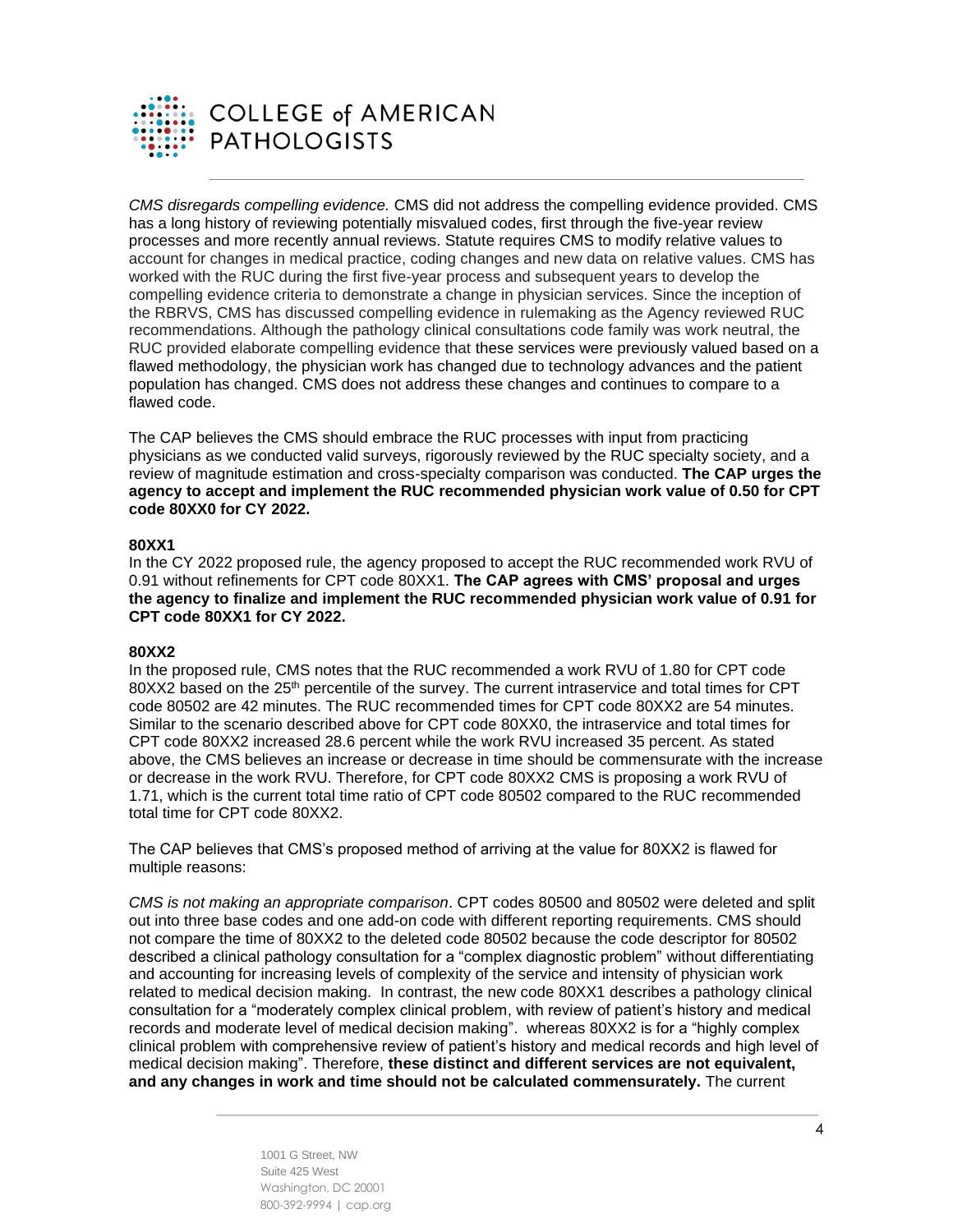*CMS disregards compelling evidence.* CMS did not address the compelling evidence provided. CMS has a long history of reviewing potentially misvalued codes, first through the five-year review processes and more recently annual reviews. Statute requires CMS to modify relative values to account for changes in medical practice, coding changes and new data on relative values. CMS has worked with the RUC during the first five-year process and subsequent years to develop the compelling evidence criteria to demonstrate a change in physician services. Since the inception of the RBRVS, CMS has discussed compelling evidence in rulemaking as the Agency reviewed RUC recommendations. Although the pathology clinical consultations code family was work neutral, the RUC provided elaborate compelling evidence that these services were previously valued based on a flawed methodology, the physician work has changed due to technology advances and the patient population has changed. CMS does not address these changes and continues to compare to a flawed code.

The CAP believes the CMS should embrace the RUC processes with input from practicing physicians as we conducted valid surveys, rigorously reviewed by the RUC specialty society, and a review of magnitude estimation and cross-specialty comparison was conducted. **The CAP urges the agency to accept and implement the RUC recommended physician work value of 0.50 for CPT code 80XX0 for CY 2022.**

**80XX1**

In the CY 2022 proposed rule, the agency proposed to accept the RUC recommended work RVU of 0.91 without refinements for CPT code 80XX1. **The CAP agrees with CMS' proposal and urges the agency to finalize and implement the RUC recommended physician work value of 0.91 for CPT code 80XX1 for CY 2022.**

**80XX2**

In the proposed rule, CMS notes that the RUC recommended a work RVU of 1.80 for CPT code 80XX2 based on the 25th percentile of the survey. The current intraservice and total times for CPT code 80502 are 42 minutes. The RUC recommended times for CPT code 80XX2 are 54 minutes. Similar to the scenario described above for CPT code 80XX0, the intraservice and total times for CPT code 80XX2 increased 28.6 percent while the work RVU increased 35 percent. As stated above, the CMS believes an increase or decrease in time should be commensurate with the increase or decrease in the work RVU. Therefore, for CPT code 80XX2 CMS is proposing a work RVU of 1.71, which is the current total time ratio of CPT code 80502 compared to the RUC recommended total time for CPT code 80XX2.

The CAP believes that CMS's proposed method of arriving at the value for 80XX2 is flawed for multiple reasons:

*CMS is not making an appropriate comparison*. CPT codes 80500 and 80502 were deleted and split out into three base codes and one add-on code with different reporting requirements. CMS should not compare the time of 80XX2 to the deleted code 80502 because the code descriptor for 80502 described a clinical pathology consultation for a "complex diagnostic problem" without differentiating and accounting for increasing levels of complexity of the service and intensity of physician work related to medical decision making. In contrast, the new code 80XX1 describes a pathology clinical consultation for a "moderately complex clinical problem, with review of patient's history and medical records and moderate level of medical decision making". whereas 80XX2 is for a "highly complex clinical problem with comprehensive review of patient's history and medical records and high level of medical decision making". Therefore, **these distinct and different services are not equivalent, and any changes in work and time should not be calculated commensurately.** The current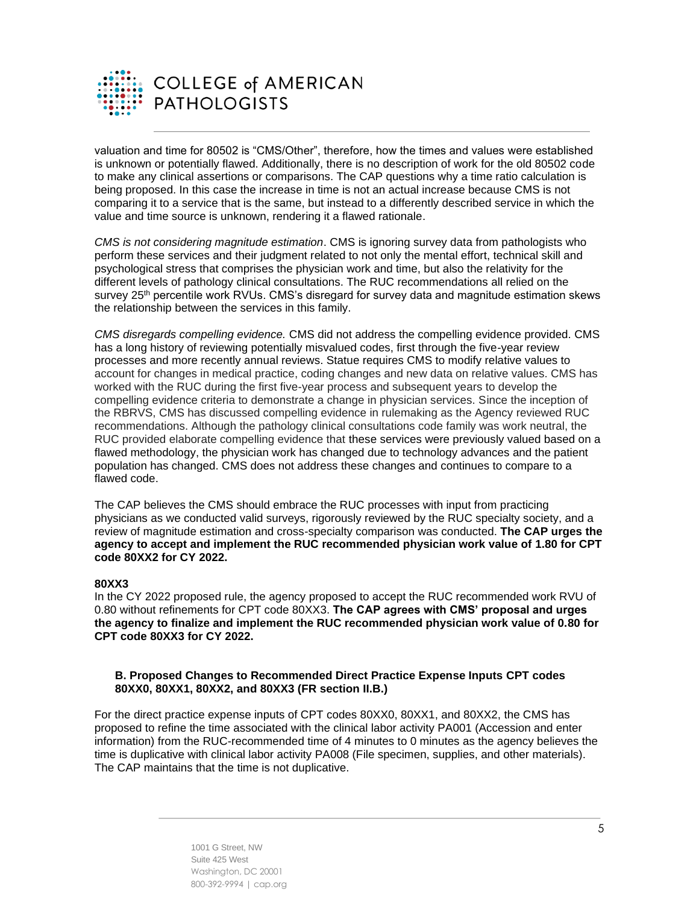valuation and time for 80502 is "CMS/Other", therefore, how the times and values were established is unknown or potentially flawed. Additionally, there is no description of work for the old 80502 code to make any clinical assertions or comparisons. The CAP questions why a time ratio calculation is being proposed. In this case the increase in time is not an actual increase because CMS is not comparing it to a service that is the same, but instead to a differently described service in which the value and time source is unknown, rendering it a flawed rationale.

*CMS is not considering magnitude estimation*. CMS is ignoring survey data from pathologists who perform these services and their judgment related to not only the mental effort, technical skill and psychological stress that comprises the physician work and time, but also the relativity for the different levels of pathology clinical consultations. The RUC recommendations all relied on the survey 25th percentile work RVUs. CMS's disregard for survey data and magnitude estimation skews the relationship between the services in this family.

*CMS disregards compelling evidence.* CMS did not address the compelling evidence provided. CMS has a long history of reviewing potentially misvalued codes, first through the five-year review processes and more recently annual reviews. Statue requires CMS to modify relative values to account for changes in medical practice, coding changes and new data on relative values. CMS has worked with the RUC during the first five-year process and subsequent years to develop the compelling evidence criteria to demonstrate a change in physician services. Since the inception of the RBRVS, CMS has discussed compelling evidence in rulemaking as the Agency reviewed RUC recommendations. Although the pathology clinical consultations code family was work neutral, the RUC provided elaborate compelling evidence that these services were previously valued based on a flawed methodology, the physician work has changed due to technology advances and the patient population has changed. CMS does not address these changes and continues to compare to a flawed code.

The CAP believes the CMS should embrace the RUC processes with input from practicing physicians as we conducted valid surveys, rigorously reviewed by the RUC specialty society, and a review of magnitude estimation and cross-specialty comparison was conducted. **The CAP urges the agency to accept and implement the RUC recommended physician work value of 1.80 for CPT code 80XX2 for CY 2022.**

**80XX3**

In the CY 2022 proposed rule, the agency proposed to accept the RUC recommended work RVU of 0.80 without refinements for CPT code 80XX3. **The CAP agrees with CMS' proposal and urges the agency to finalize and implement the RUC recommended physician work value of 0.80 for CPT code 80XX3 for CY 2022.**

**B. Proposed Changes to Recommended Direct Practice Expense Inputs CPT codes 80XX0, 80XX1, 80XX2, and 80XX3 (FR section II.B.)**

For the direct practice expense inputs of CPT codes 80XX0, 80XX1, and 80XX2, the CMS has proposed to refine the time associated with the clinical labor activity PA001 (Accession and enter information) from the RUC-recommended time of 4 minutes to 0 minutes as the agency believes the time is duplicative with clinical labor activity PA008 (File specimen, supplies, and other materials). The CAP maintains that the time is not duplicative.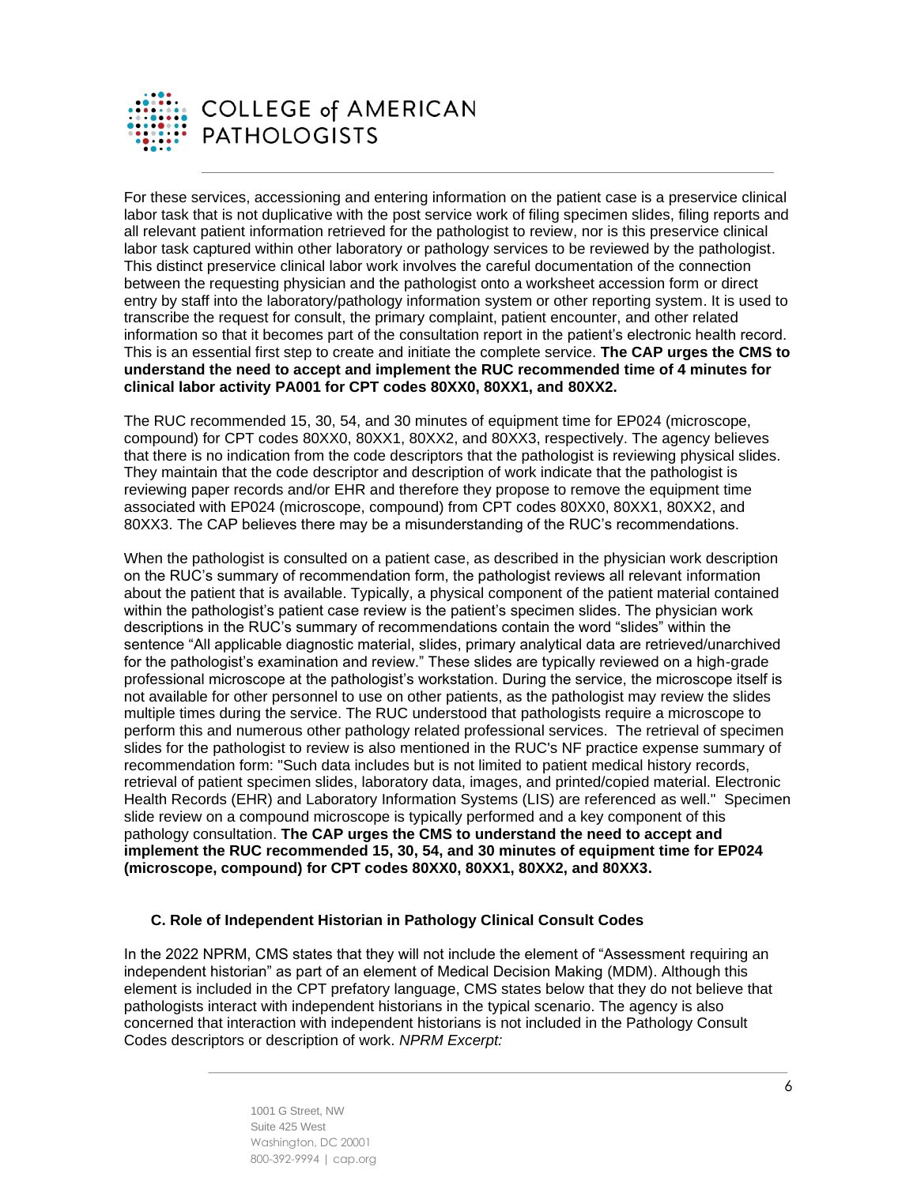For these services, accessioning and entering information on the patient case is a preservice clinical labor task that is not duplicative with the post service work of filing specimen slides, filing reports and all relevant patient information retrieved for the pathologist to review, nor is this preservice clinical labor task captured within other laboratory or pathology services to be reviewed by the pathologist. This distinct preservice clinical labor work involves the careful documentation of the connection between the requesting physician and the pathologist onto a worksheet accession form or direct entry by staff into the laboratory/pathology information system or other reporting system. It is used to transcribe the request for consult, the primary complaint, patient encounter, and other related information so that it becomes part of the consultation report in the patient's electronic health record. This is an essential first step to create and initiate the complete service. **The CAP urges the CMS to understand the need to accept and implement the RUC recommended time of 4 minutes for clinical labor activity PA001 for CPT codes 80XX0, 80XX1, and 80XX2.**

The RUC recommended 15, 30, 54, and 30 minutes of equipment time for EP024 (microscope, compound) for CPT codes 80XX0, 80XX1, 80XX2, and 80XX3, respectively. The agency believes that there is no indication from the code descriptors that the pathologist is reviewing physical slides. They maintain that the code descriptor and description of work indicate that the pathologist is reviewing paper records and/or EHR and therefore they propose to remove the equipment time associated with EP024 (microscope, compound) from CPT codes 80XX0, 80XX1, 80XX2, and 80XX3. The CAP believes there may be a misunderstanding of the RUC's recommendations.

When the pathologist is consulted on a patient case, as described in the physician work description on the RUC's summary of recommendation form, the pathologist reviews all relevant information about the patient that is available. Typically, a physical component of the patient material contained within the pathologist's patient case review is the patient's specimen slides. The physician work descriptions in the RUC's summary of recommendations contain the word "slides" within the sentence "All applicable diagnostic material, slides, primary analytical data are retrieved/unarchived for the pathologist's examination and review." These slides are typically reviewed on a high-grade professional microscope at the pathologist's workstation. During the service, the microscope itself is not available for other personnel to use on other patients, as the pathologist may review the slides multiple times during the service. The RUC understood that pathologists require a microscope to perform this and numerous other pathology related professional services. The retrieval of specimen slides for the pathologist to review is also mentioned in the RUC's NF practice expense summary of recommendation form: "Such data includes but is not limited to patient medical history records, retrieval of patient specimen slides, laboratory data, images, and printed/copied material. Electronic Health Records (EHR) and Laboratory Information Systems (LIS) are referenced as well." Specimen slide review on a compound microscope is typically performed and a key component of this pathology consultation. **The CAP urges the CMS to understand the need to accept and implement the RUC recommended 15, 30, 54, and 30 minutes of equipment time for EP024 (microscope, compound) for CPT codes 80XX0, 80XX1, 80XX2, and 80XX3.**

### C. Role of Independent Historian in Pathology Clinical Consult Codes

In the 2022 NPRM, CMS states that they will not include the element of "Assessment requiring an independent historian" as part of an element of Medical Decision Making (MDM). Although this element is included in the CPT prefatory language, CMS states below that they do not believe that pathologists interact with independent historians in the typical scenario. The agency is also concerned that interaction with independent historians is not included in the Pathology Consult Codes descriptors or description of work. *NPRM Excerpt:*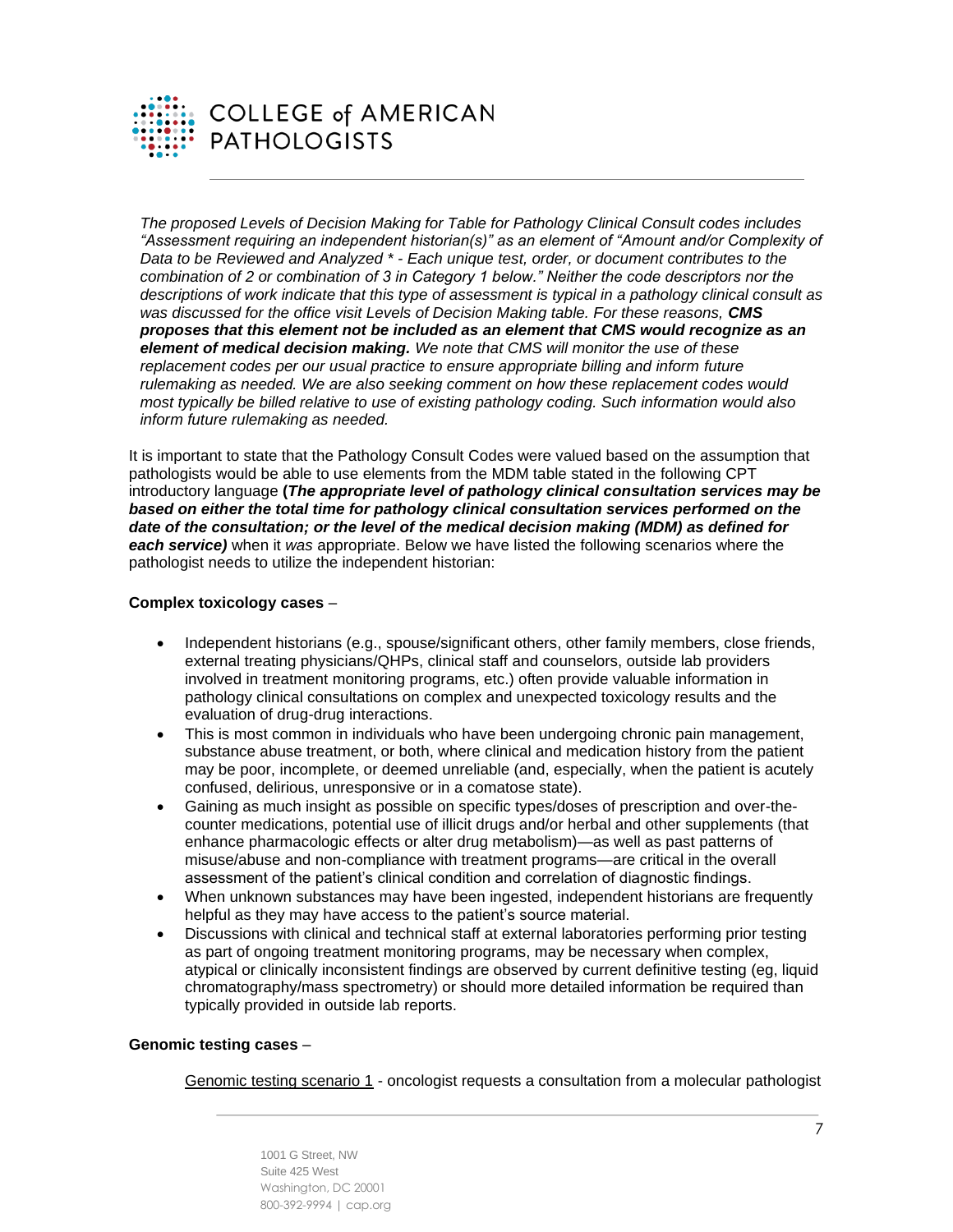*The proposed Levels of Decision Making for Table for Pathology Clinical Consult codes includes "Assessment requiring an independent historian(s)" as an element of "Amount and/or Complexity of Data to be Reviewed and Analyzed * - Each unique test, order, or document contributes to the combination of 2 or combination of 3 in Category 1 below." Neither the code descriptors nor the descriptions of work indicate that this type of assessment is typical in a pathology clinical consult as was discussed for the office visit Levels of Decision Making table. For these reasons, **CMS proposes that this element not be included as an element that CMS would recognize as an element of medical decision making.** We note that CMS will monitor the use of these replacement codes per our usual practice to ensure appropriate billing and inform future rulemaking as needed. We are also seeking comment on how these replacement codes would most typically be billed relative to use of existing pathology coding. Such information would also inform future rulemaking as needed.*

It is important to state that the Pathology Consult Codes were valued based on the assumption that pathologists would be able to use elements from the MDM table stated in the following CPT introductory language **(*The appropriate level of pathology clinical consultation services may be based on either the total time for pathology clinical consultation services performed on the date of the consultation; or the level of the medical decision making (MDM) as defined for each service)*** when it *was* appropriate. Below we have listed the following scenarios where the pathologist needs to utilize the independent historian:

**Complex toxicology cases** –

- Independent historians (e.g., spouse/significant others, other family members, close friends, external treating physicians/QHPs, clinical staff and counselors, outside lab providers involved in treatment monitoring programs, etc.) often provide valuable information in pathology clinical consultations on complex and unexpected toxicology results and the evaluation of drug-drug interactions.
- This is most common in individuals who have been undergoing chronic pain management, substance abuse treatment, or both, where clinical and medication history from the patient may be poor, incomplete, or deemed unreliable (and, especially, when the patient is acutely confused, delirious, unresponsive or in a comatose state).
- Gaining as much insight as possible on specific types/doses of prescription and over-the-counter medications, potential use of illicit drugs and/or herbal and other supplements (that enhance pharmacologic effects or alter drug metabolism)—as well as past patterns of misuse/abuse and non-compliance with treatment programs—are critical in the overall assessment of the patient's clinical condition and correlation of diagnostic findings.
- When unknown substances may have been ingested, independent historians are frequently helpful as they may have access to the patient's source material.
- Discussions with clinical and technical staff at external laboratories performing prior testing as part of ongoing treatment monitoring programs, may be necessary when complex, atypical or clinically inconsistent findings are observed by current definitive testing (eg, liquid chromatography/mass spectrometry) or should more detailed information be required than typically provided in outside lab reports.

**Genomic testing cases** –

Genomic testing scenario 1 - oncologist requests a consultation from a molecular pathologist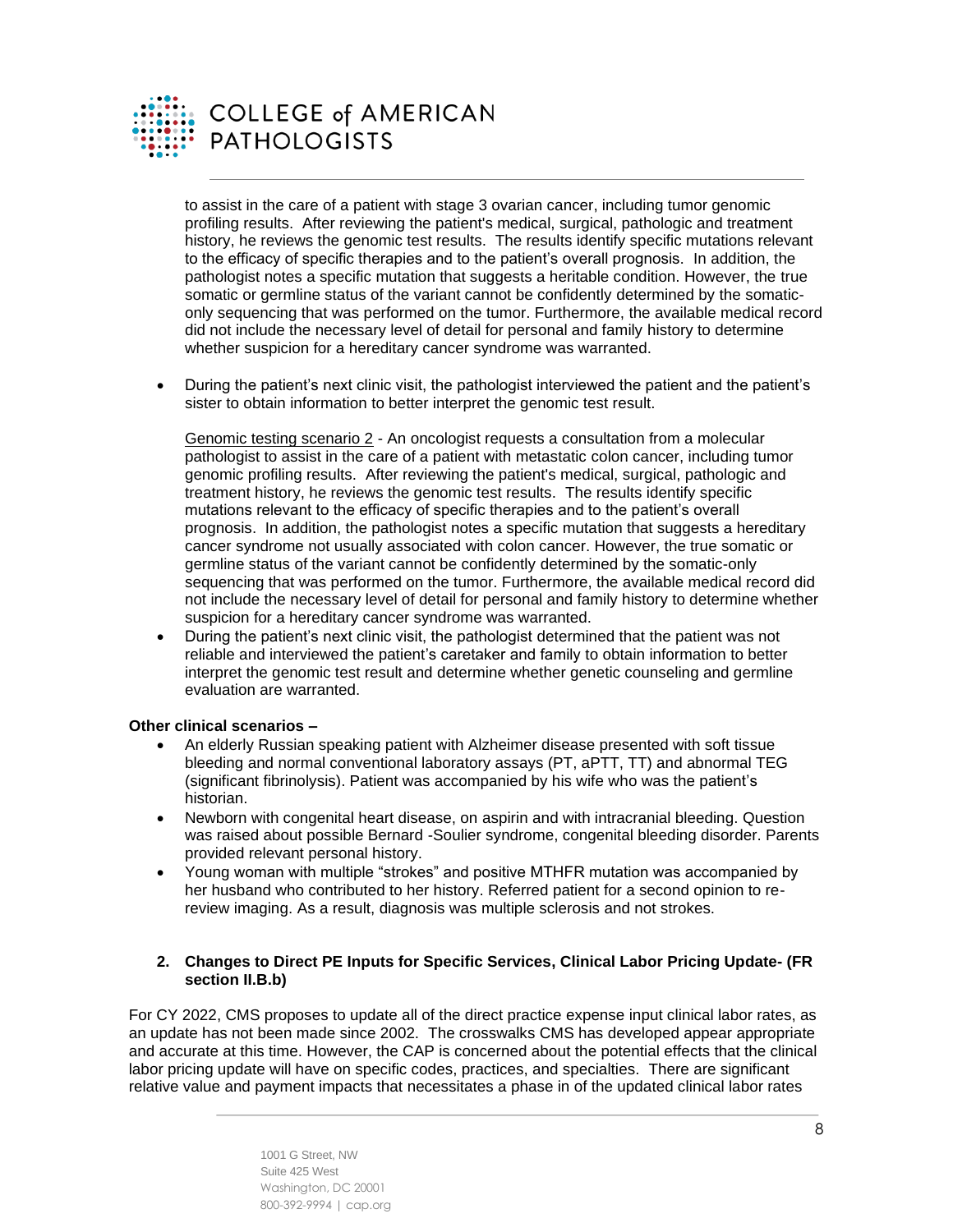to assist in the care of a patient with stage 3 ovarian cancer, including tumor genomic profiling results. After reviewing the patient's medical, surgical, pathologic and treatment history, he reviews the genomic test results. The results identify specific mutations relevant to the efficacy of specific therapies and to the patient's overall prognosis. In addition, the pathologist notes a specific mutation that suggests a heritable condition. However, the true somatic or germline status of the variant cannot be confidently determined by the somatic-only sequencing that was performed on the tumor. Furthermore, the available medical record did not include the necessary level of detail for personal and family history to determine whether suspicion for a hereditary cancer syndrome was warranted.

- During the patient's next clinic visit, the pathologist interviewed the patient and the patient's sister to obtain information to better interpret the genomic test result.

Genomic testing scenario 2 - An oncologist requests a consultation from a molecular pathologist to assist in the care of a patient with metastatic colon cancer, including tumor genomic profiling results. After reviewing the patient's medical, surgical, pathologic and treatment history, he reviews the genomic test results. The results identify specific mutations relevant to the efficacy of specific therapies and to the patient's overall prognosis. In addition, the pathologist notes a specific mutation that suggests a hereditary cancer syndrome not usually associated with colon cancer. However, the true somatic or germline status of the variant cannot be confidently determined by the somatic-only sequencing that was performed on the tumor. Furthermore, the available medical record did not include the necessary level of detail for personal and family history to determine whether suspicion for a hereditary cancer syndrome was warranted.

- During the patient's next clinic visit, the pathologist determined that the patient was not reliable and interviewed the patient's caretaker and family to obtain information to better interpret the genomic test result and determine whether genetic counseling and germline evaluation are warranted.

**Other clinical scenarios –**

- An elderly Russian speaking patient with Alzheimer disease presented with soft tissue bleeding and normal conventional laboratory assays (PT, aPTT, TT) and abnormal TEG (significant fibrinolysis). Patient was accompanied by his wife who was the patient's historian.
- Newborn with congenital heart disease, on aspirin and with intracranial bleeding. Question was raised about possible Bernard -Soulier syndrome, congenital bleeding disorder. Parents provided relevant personal history.
- Young woman with multiple "strokes" and positive MTHFR mutation was accompanied by her husband who contributed to her history. Referred patient for a second opinion to re-review imaging. As a result, diagnosis was multiple sclerosis and not strokes.

**2. Changes to Direct PE Inputs for Specific Services, Clinical Labor Pricing Update- (FR section II.B.b)**

For CY 2022, CMS proposes to update all of the direct practice expense input clinical labor rates, as an update has not been made since 2002. The crosswalks CMS has developed appear appropriate and accurate at this time. However, the CAP is concerned about the potential effects that the clinical labor pricing update will have on specific codes, practices, and specialties. There are significant relative value and payment impacts that necessitates a phase in of the updated clinical labor rates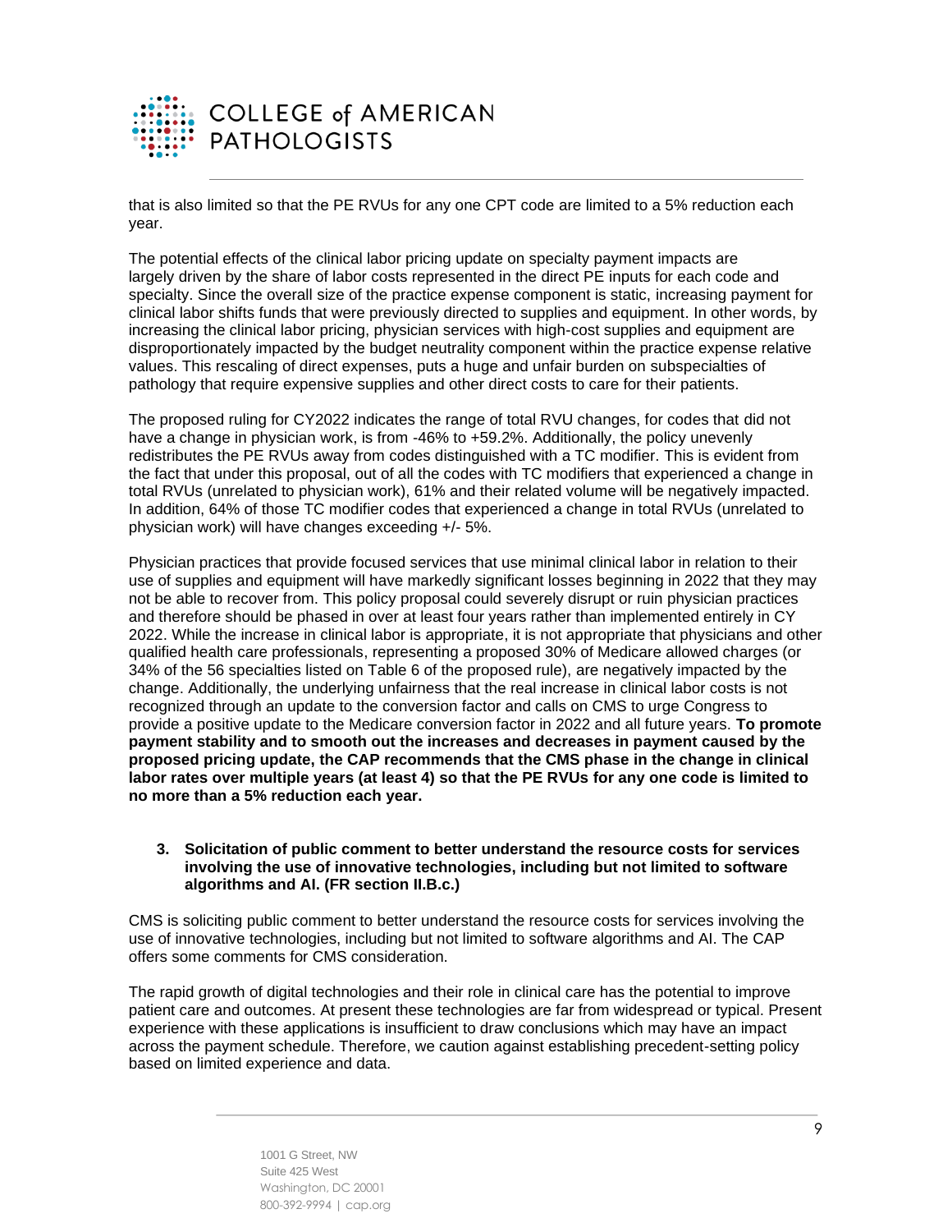that is also limited so that the PE RVUs for any one CPT code are limited to a 5% reduction each year.

The potential effects of the clinical labor pricing update on specialty payment impacts are largely driven by the share of labor costs represented in the direct PE inputs for each code and specialty. Since the overall size of the practice expense component is static, increasing payment for clinical labor shifts funds that were previously directed to supplies and equipment. In other words, by increasing the clinical labor pricing, physician services with high-cost supplies and equipment are disproportionately impacted by the budget neutrality component within the practice expense relative values. This rescaling of direct expenses, puts a huge and unfair burden on subspecialties of pathology that require expensive supplies and other direct costs to care for their patients.

The proposed ruling for CY2022 indicates the range of total RVU changes, for codes that did not have a change in physician work, is from -46% to +59.2%. Additionally, the policy unevenly redistributes the PE RVUs away from codes distinguished with a TC modifier. This is evident from the fact that under this proposal, out of all the codes with TC modifiers that experienced a change in total RVUs (unrelated to physician work), 61% and their related volume will be negatively impacted. In addition, 64% of those TC modifier codes that experienced a change in total RVUs (unrelated to physician work) will have changes exceeding +/- 5%.

Physician practices that provide focused services that use minimal clinical labor in relation to their use of supplies and equipment will have markedly significant losses beginning in 2022 that they may not be able to recover from. This policy proposal could severely disrupt or ruin physician practices and therefore should be phased in over at least four years rather than implemented entirely in CY 2022. While the increase in clinical labor is appropriate, it is not appropriate that physicians and other qualified health care professionals, representing a proposed 30% of Medicare allowed charges (or 34% of the 56 specialties listed on Table 6 of the proposed rule), are negatively impacted by the change. Additionally, the underlying unfairness that the real increase in clinical labor costs is not recognized through an update to the conversion factor and calls on CMS to urge Congress to provide a positive update to the Medicare conversion factor in 2022 and all future years. **To promote payment stability and to smooth out the increases and decreases in payment caused by the proposed pricing update, the CAP recommends that the CMS phase in the change in clinical labor rates over multiple years (at least 4) so that the PE RVUs for any one code is limited to no more than a 5% reduction each year.**

### 3. Solicitation of public comment to better understand the resource costs for services involving the use of innovative technologies, including but not limited to software algorithms and AI. (FR section II.B.c.)

CMS is soliciting public comment to better understand the resource costs for services involving the use of innovative technologies, including but not limited to software algorithms and AI. The CAP offers some comments for CMS consideration.

The rapid growth of digital technologies and their role in clinical care has the potential to improve patient care and outcomes. At present these technologies are far from widespread or typical. Present experience with these applications is insufficient to draw conclusions which may have an impact across the payment schedule. Therefore, we caution against establishing precedent-setting policy based on limited experience and data.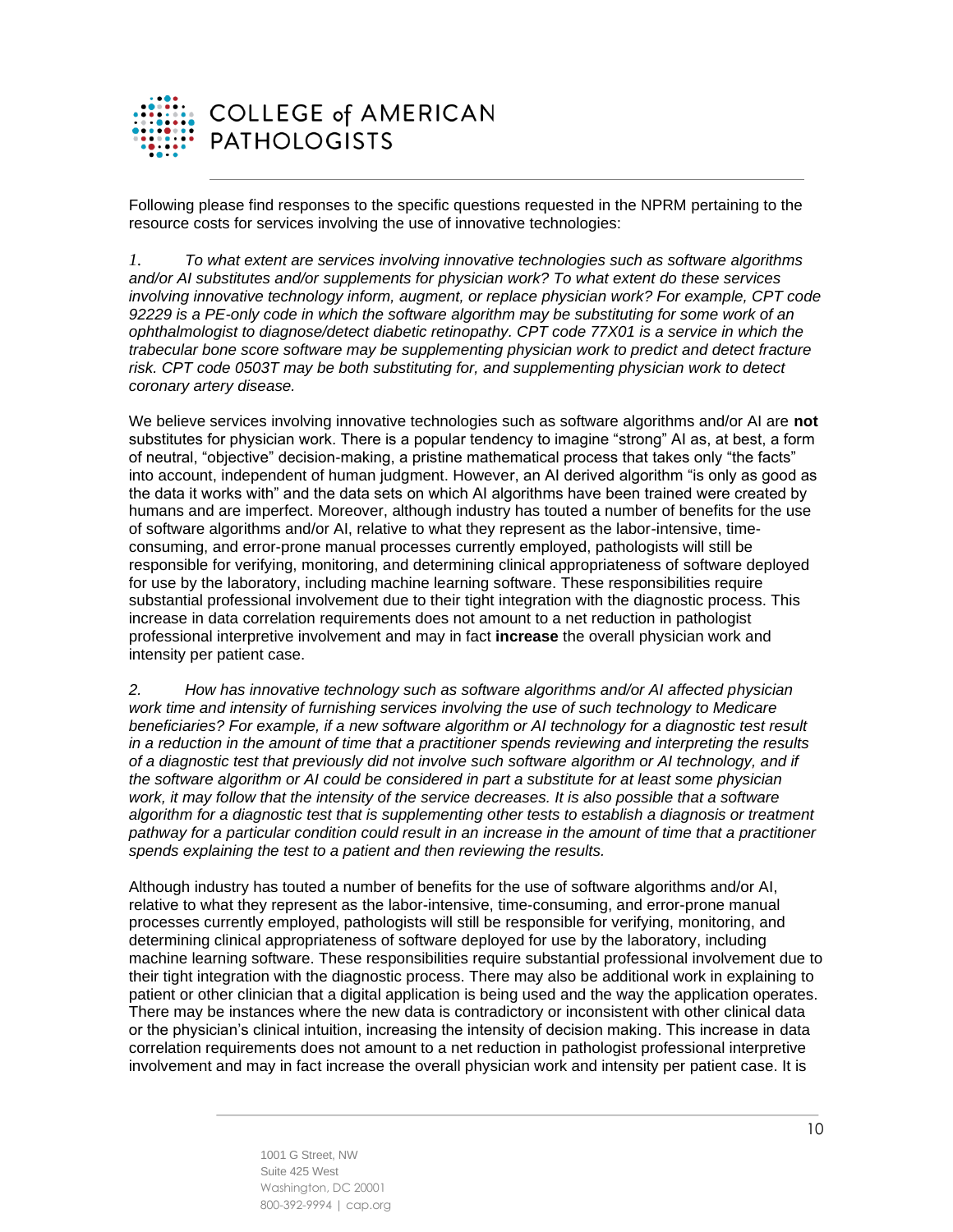Following please find responses to the specific questions requested in the NPRM pertaining to the resource costs for services involving the use of innovative technologies:

*1. To what extent are services involving innovative technologies such as software algorithms and/or AI substitutes and/or supplements for physician work? To what extent do these services involving innovative technology inform, augment, or replace physician work? For example, CPT code 92229 is a PE-only code in which the software algorithm may be substituting for some work of an ophthalmologist to diagnose/detect diabetic retinopathy. CPT code 77X01 is a service in which the trabecular bone score software may be supplementing physician work to predict and detect fracture risk. CPT code 0503T may be both substituting for, and supplementing physician work to detect coronary artery disease.*

We believe services involving innovative technologies such as software algorithms and/or AI are **not** substitutes for physician work. There is a popular tendency to imagine "strong" AI as, at best, a form of neutral, "objective" decision-making, a pristine mathematical process that takes only "the facts" into account, independent of human judgment. However, an AI derived algorithm "is only as good as the data it works with" and the data sets on which AI algorithms have been trained were created by humans and are imperfect. Moreover, although industry has touted a number of benefits for the use of software algorithms and/or AI, relative to what they represent as the labor-intensive, time-consuming, and error-prone manual processes currently employed, pathologists will still be responsible for verifying, monitoring, and determining clinical appropriateness of software deployed for use by the laboratory, including machine learning software. These responsibilities require substantial professional involvement due to their tight integration with the diagnostic process. This increase in data correlation requirements does not amount to a net reduction in pathologist professional interpretive involvement and may in fact **increase** the overall physician work and intensity per patient case.

*2. How has innovative technology such as software algorithms and/or AI affected physician work time and intensity of furnishing services involving the use of such technology to Medicare beneficiaries? For example, if a new software algorithm or AI technology for a diagnostic test result in a reduction in the amount of time that a practitioner spends reviewing and interpreting the results of a diagnostic test that previously did not involve such software algorithm or AI technology, and if the software algorithm or AI could be considered in part a substitute for at least some physician work, it may follow that the intensity of the service decreases. It is also possible that a software algorithm for a diagnostic test that is supplementing other tests to establish a diagnosis or treatment pathway for a particular condition could result in an increase in the amount of time that a practitioner spends explaining the test to a patient and then reviewing the results.*

Although industry has touted a number of benefits for the use of software algorithms and/or AI, relative to what they represent as the labor-intensive, time-consuming, and error-prone manual processes currently employed, pathologists will still be responsible for verifying, monitoring, and determining clinical appropriateness of software deployed for use by the laboratory, including machine learning software. These responsibilities require substantial professional involvement due to their tight integration with the diagnostic process. There may also be additional work in explaining to patient or other clinician that a digital application is being used and the way the application operates. There may be instances where the new data is contradictory or inconsistent with other clinical data or the physician's clinical intuition, increasing the intensity of decision making. This increase in data correlation requirements does not amount to a net reduction in pathologist professional interpretive involvement and may in fact increase the overall physician work and intensity per patient case. It is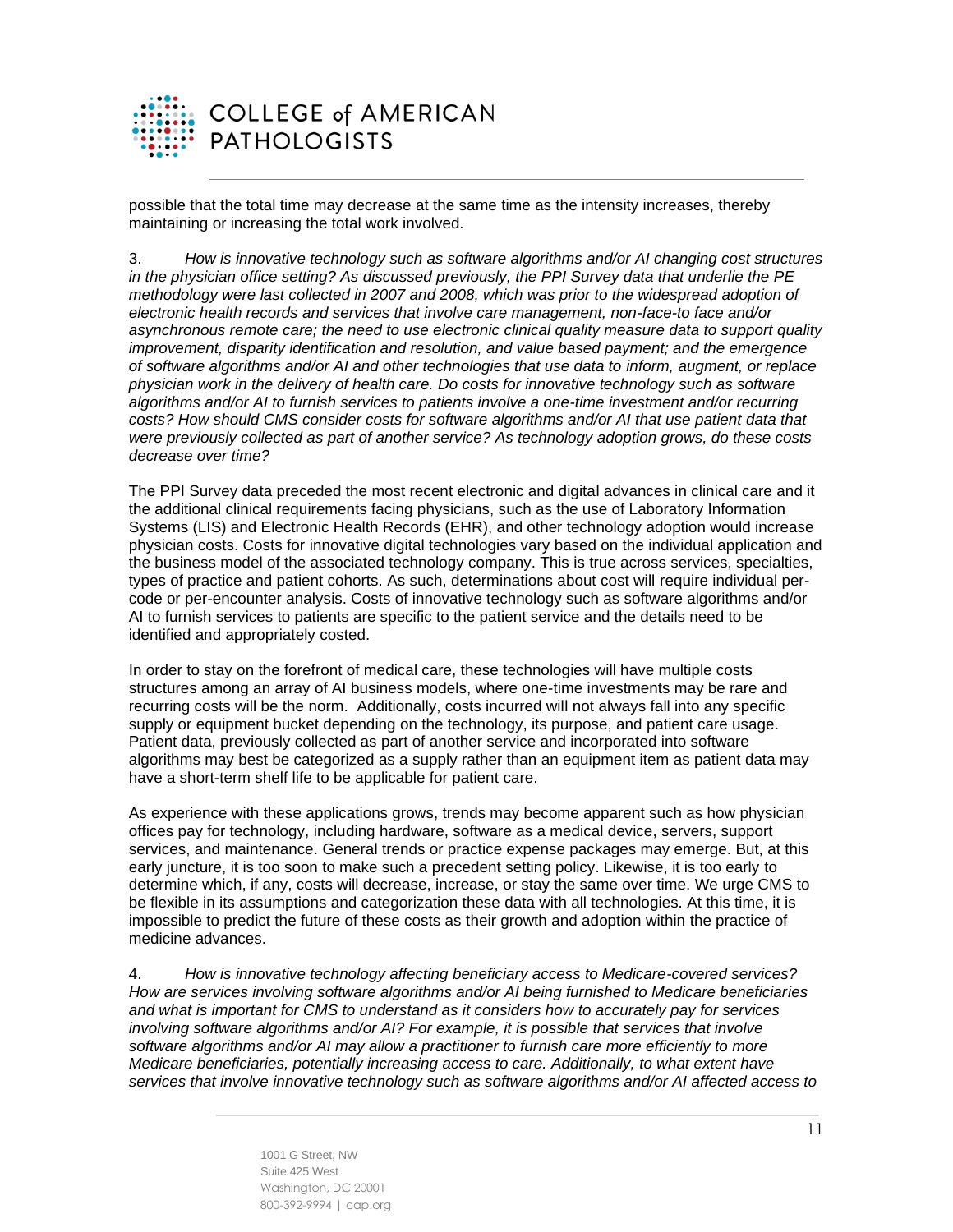possible that the total time may decrease at the same time as the intensity increases, thereby maintaining or increasing the total work involved.

3. *How is innovative technology such as software algorithms and/or AI changing cost structures in the physician office setting? As discussed previously, the PPI Survey data that underlie the PE methodology were last collected in 2007 and 2008, which was prior to the widespread adoption of electronic health records and services that involve care management, non-face-to face and/or asynchronous remote care; the need to use electronic clinical quality measure data to support quality improvement, disparity identification and resolution, and value based payment; and the emergence of software algorithms and/or AI and other technologies that use data to inform, augment, or replace physician work in the delivery of health care. Do costs for innovative technology such as software algorithms and/or AI to furnish services to patients involve a one-time investment and/or recurring costs? How should CMS consider costs for software algorithms and/or AI that use patient data that were previously collected as part of another service? As technology adoption grows, do these costs decrease over time?*

The PPI Survey data preceded the most recent electronic and digital advances in clinical care and it the additional clinical requirements facing physicians, such as the use of Laboratory Information Systems (LIS) and Electronic Health Records (EHR), and other technology adoption would increase physician costs. Costs for innovative digital technologies vary based on the individual application and the business model of the associated technology company. This is true across services, specialties, types of practice and patient cohorts. As such, determinations about cost will require individual per-code or per-encounter analysis. Costs of innovative technology such as software algorithms and/or AI to furnish services to patients are specific to the patient service and the details need to be identified and appropriately costed.

In order to stay on the forefront of medical care, these technologies will have multiple costs structures among an array of AI business models, where one-time investments may be rare and recurring costs will be the norm. Additionally, costs incurred will not always fall into any specific supply or equipment bucket depending on the technology, its purpose, and patient care usage. Patient data, previously collected as part of another service and incorporated into software algorithms may best be categorized as a supply rather than an equipment item as patient data may have a short-term shelf life to be applicable for patient care.

As experience with these applications grows, trends may become apparent such as how physician offices pay for technology, including hardware, software as a medical device, servers, support services, and maintenance. General trends or practice expense packages may emerge. But, at this early juncture, it is too soon to make such a precedent setting policy. Likewise, it is too early to determine which, if any, costs will decrease, increase, or stay the same over time. We urge CMS to be flexible in its assumptions and categorization these data with all technologies. At this time, it is impossible to predict the future of these costs as their growth and adoption within the practice of medicine advances.

4. *How is innovative technology affecting beneficiary access to Medicare-covered services? How are services involving software algorithms and/or AI being furnished to Medicare beneficiaries and what is important for CMS to understand as it considers how to accurately pay for services involving software algorithms and/or AI? For example, it is possible that services that involve software algorithms and/or AI may allow a practitioner to furnish care more efficiently to more Medicare beneficiaries, potentially increasing access to care. Additionally, to what extent have services that involve innovative technology such as software algorithms and/or AI affected access to*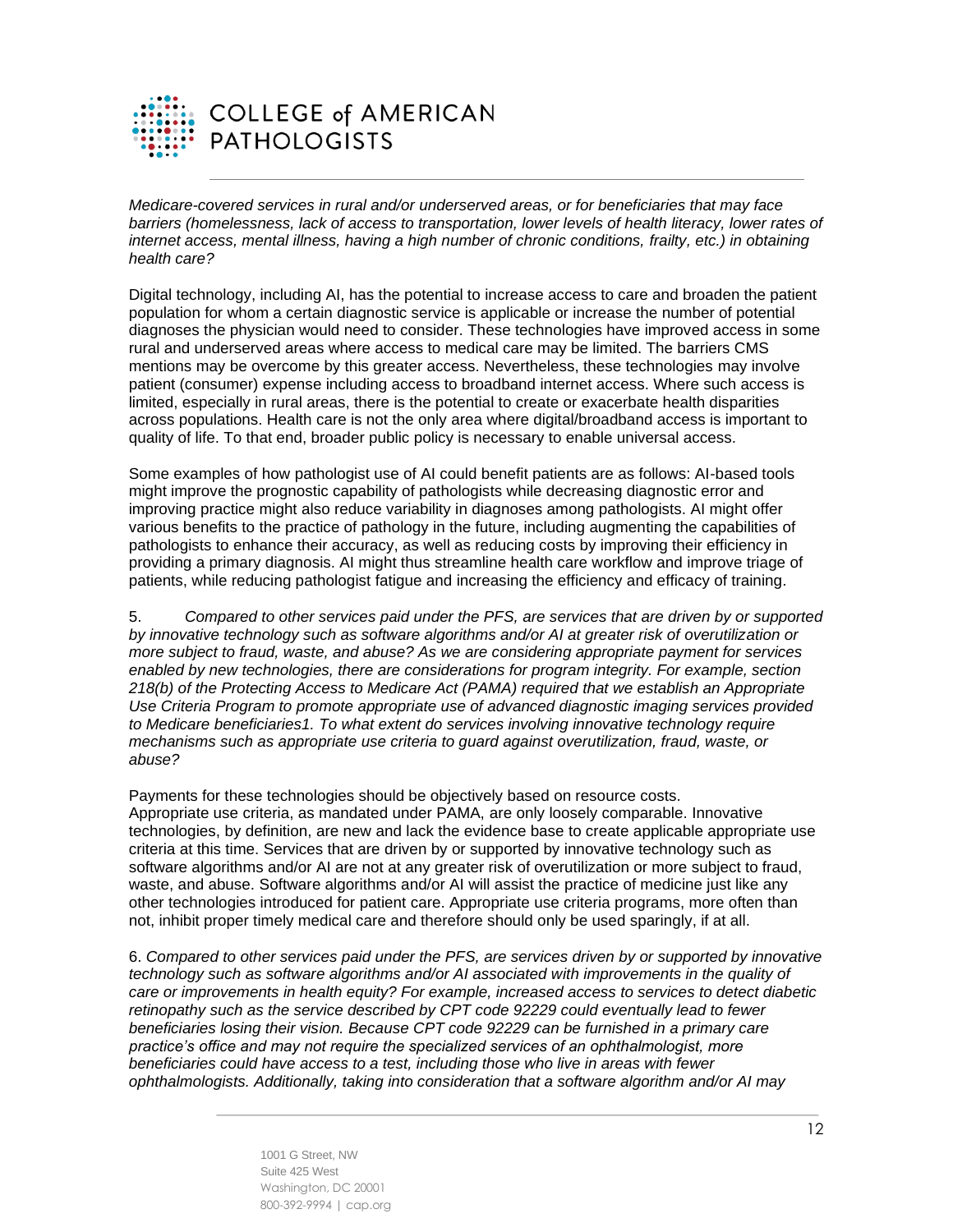*Medicare-covered services in rural and/or underserved areas, or for beneficiaries that may face barriers (homelessness, lack of access to transportation, lower levels of health literacy, lower rates of internet access, mental illness, having a high number of chronic conditions, frailty, etc.) in obtaining health care?*

Digital technology, including AI, has the potential to increase access to care and broaden the patient population for whom a certain diagnostic service is applicable or increase the number of potential diagnoses the physician would need to consider. These technologies have improved access in some rural and underserved areas where access to medical care may be limited. The barriers CMS mentions may be overcome by this greater access. Nevertheless, these technologies may involve patient (consumer) expense including access to broadband internet access. Where such access is limited, especially in rural areas, there is the potential to create or exacerbate health disparities across populations. Health care is not the only area where digital/broadband access is important to quality of life. To that end, broader public policy is necessary to enable universal access.

Some examples of how pathologist use of AI could benefit patients are as follows: AI-based tools might improve the prognostic capability of pathologists while decreasing diagnostic error and improving practice might also reduce variability in diagnoses among pathologists. AI might offer various benefits to the practice of pathology in the future, including augmenting the capabilities of pathologists to enhance their accuracy, as well as reducing costs by improving their efficiency in providing a primary diagnosis. AI might thus streamline health care workflow and improve triage of patients, while reducing pathologist fatigue and increasing the efficiency and efficacy of training.

5. *Compared to other services paid under the PFS, are services that are driven by or supported by innovative technology such as software algorithms and/or AI at greater risk of overutilization or more subject to fraud, waste, and abuse? As we are considering appropriate payment for services enabled by new technologies, there are considerations for program integrity. For example, section 218(b) of the Protecting Access to Medicare Act (PAMA) required that we establish an Appropriate Use Criteria Program to promote appropriate use of advanced diagnostic imaging services provided to Medicare beneficiaries1. To what extent do services involving innovative technology require mechanisms such as appropriate use criteria to guard against overutilization, fraud, waste, or abuse?*

Payments for these technologies should be objectively based on resource costs. Appropriate use criteria, as mandated under PAMA, are only loosely comparable. Innovative technologies, by definition, are new and lack the evidence base to create applicable appropriate use criteria at this time. Services that are driven by or supported by innovative technology such as software algorithms and/or AI are not at any greater risk of overutilization or more subject to fraud, waste, and abuse. Software algorithms and/or AI will assist the practice of medicine just like any other technologies introduced for patient care. Appropriate use criteria programs, more often than not, inhibit proper timely medical care and therefore should only be used sparingly, if at all.

6. *Compared to other services paid under the PFS, are services driven by or supported by innovative technology such as software algorithms and/or AI associated with improvements in the quality of care or improvements in health equity? For example, increased access to services to detect diabetic retinopathy such as the service described by CPT code 92229 could eventually lead to fewer beneficiaries losing their vision. Because CPT code 92229 can be furnished in a primary care practice's office and may not require the specialized services of an ophthalmologist, more beneficiaries could have access to a test, including those who live in areas with fewer ophthalmologists. Additionally, taking into consideration that a software algorithm and/or AI may*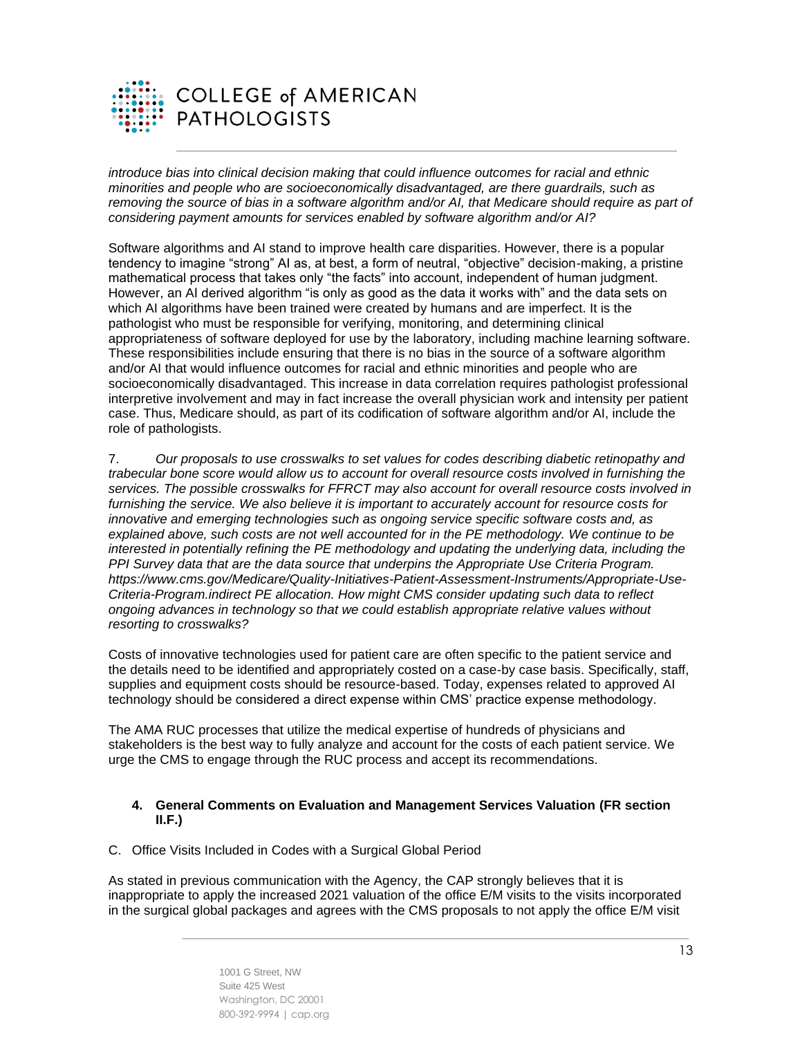*introduce bias into clinical decision making that could influence outcomes for racial and ethnic minorities and people who are socioeconomically disadvantaged, are there guardrails, such as removing the source of bias in a software algorithm and/or AI, that Medicare should require as part of considering payment amounts for services enabled by software algorithm and/or AI?*

Software algorithms and AI stand to improve health care disparities. However, there is a popular tendency to imagine "strong" AI as, at best, a form of neutral, "objective" decision-making, a pristine mathematical process that takes only "the facts" into account, independent of human judgment. However, an AI derived algorithm "is only as good as the data it works with" and the data sets on which AI algorithms have been trained were created by humans and are imperfect. It is the pathologist who must be responsible for verifying, monitoring, and determining clinical appropriateness of software deployed for use by the laboratory, including machine learning software. These responsibilities include ensuring that there is no bias in the source of a software algorithm and/or AI that would influence outcomes for racial and ethnic minorities and people who are socioeconomically disadvantaged. This increase in data correlation requires pathologist professional interpretive involvement and may in fact increase the overall physician work and intensity per patient case. Thus, Medicare should, as part of its codification of software algorithm and/or AI, include the role of pathologists.

7. *Our proposals to use crosswalks to set values for codes describing diabetic retinopathy and trabecular bone score would allow us to account for overall resource costs involved in furnishing the services. The possible crosswalks for FFRCT may also account for overall resource costs involved in furnishing the service. We also believe it is important to accurately account for resource costs for innovative and emerging technologies such as ongoing service specific software costs and, as explained above, such costs are not well accounted for in the PE methodology. We continue to be interested in potentially refining the PE methodology and updating the underlying data, including the PPI Survey data that are the data source that underpins the Appropriate Use Criteria Program. https://www.cms.gov/Medicare/Quality-Initiatives-Patient-Assessment-Instruments/Appropriate-Use-Criteria-Program.indirect PE allocation. How might CMS consider updating such data to reflect ongoing advances in technology so that we could establish appropriate relative values without resorting to crosswalks?*

Costs of innovative technologies used for patient care are often specific to the patient service and the details need to be identified and appropriately costed on a case-by case basis. Specifically, staff, supplies and equipment costs should be resource-based. Today, expenses related to approved AI technology should be considered a direct expense within CMS' practice expense methodology.

The AMA RUC processes that utilize the medical expertise of hundreds of physicians and stakeholders is the best way to fully analyze and account for the costs of each patient service. We urge the CMS to engage through the RUC process and accept its recommendations.

### 4. General Comments on Evaluation and Management Services Valuation (FR section II.F.)

C. Office Visits Included in Codes with a Surgical Global Period

As stated in previous communication with the Agency, the CAP strongly believes that it is inappropriate to apply the increased 2021 valuation of the office E/M visits to the visits incorporated in the surgical global packages and agrees with the CMS proposals to not apply the office E/M visit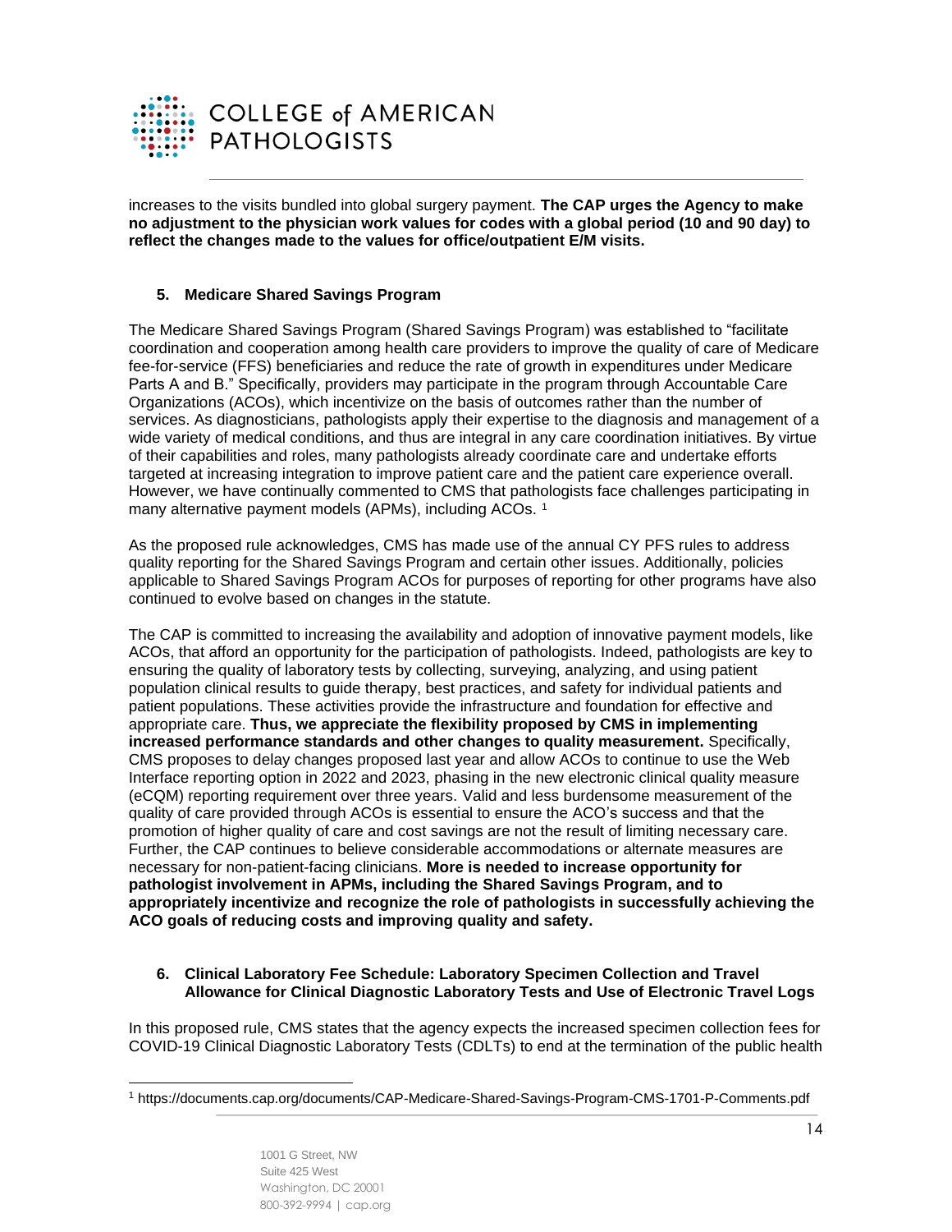increases to the visits bundled into global surgery payment. **The CAP urges the Agency to make no adjustment to the physician work values for codes with a global period (10 and 90 day) to reflect the changes made to the values for office/outpatient E/M visits.**

### 5. Medicare Shared Savings Program

The Medicare Shared Savings Program (Shared Savings Program) was established to "facilitate coordination and cooperation among health care providers to improve the quality of care of Medicare fee-for-service (FFS) beneficiaries and reduce the rate of growth in expenditures under Medicare Parts A and B." Specifically, providers may participate in the program through Accountable Care Organizations (ACOs), which incentivize on the basis of outcomes rather than the number of services. As diagnosticians, pathologists apply their expertise to the diagnosis and management of a wide variety of medical conditions, and thus are integral in any care coordination initiatives. By virtue of their capabilities and roles, many pathologists already coordinate care and undertake efforts targeted at increasing integration to improve patient care and the patient care experience overall. However, we have continually commented to CMS that pathologists face challenges participating in many alternative payment models (APMs), including ACOs. [1]

As the proposed rule acknowledges, CMS has made use of the annual CY PFS rules to address quality reporting for the Shared Savings Program and certain other issues. Additionally, policies applicable to Shared Savings Program ACOs for purposes of reporting for other programs have also continued to evolve based on changes in the statute.

The CAP is committed to increasing the availability and adoption of innovative payment models, like ACOs, that afford an opportunity for the participation of pathologists. Indeed, pathologists are key to ensuring the quality of laboratory tests by collecting, surveying, analyzing, and using patient population clinical results to guide therapy, best practices, and safety for individual patients and patient populations. These activities provide the infrastructure and foundation for effective and appropriate care. **Thus, we appreciate the flexibility proposed by CMS in implementing increased performance standards and other changes to quality measurement.** Specifically, CMS proposes to delay changes proposed last year and allow ACOs to continue to use the Web Interface reporting option in 2022 and 2023, phasing in the new electronic clinical quality measure (eCQM) reporting requirement over three years. Valid and less burdensome measurement of the quality of care provided through ACOs is essential to ensure the ACO's success and that the promotion of higher quality of care and cost savings are not the result of limiting necessary care. Further, the CAP continues to believe considerable accommodations or alternate measures are necessary for non-patient-facing clinicians. **More is needed to increase opportunity for pathologist involvement in APMs, including the Shared Savings Program, and to appropriately incentivize and recognize the role of pathologists in successfully achieving the ACO goals of reducing costs and improving quality and safety.**

### 6. Clinical Laboratory Fee Schedule: Laboratory Specimen Collection and Travel Allowance for Clinical Diagnostic Laboratory Tests and Use of Electronic Travel Logs

In this proposed rule, CMS states that the agency expects the increased specimen collection fees for COVID-19 Clinical Diagnostic Laboratory Tests (CDLTs) to end at the termination of the public health

[1] https://documents.cap.org/documents/CAP-Medicare-Shared-Savings-Program-CMS-1701-P-Comments.pdf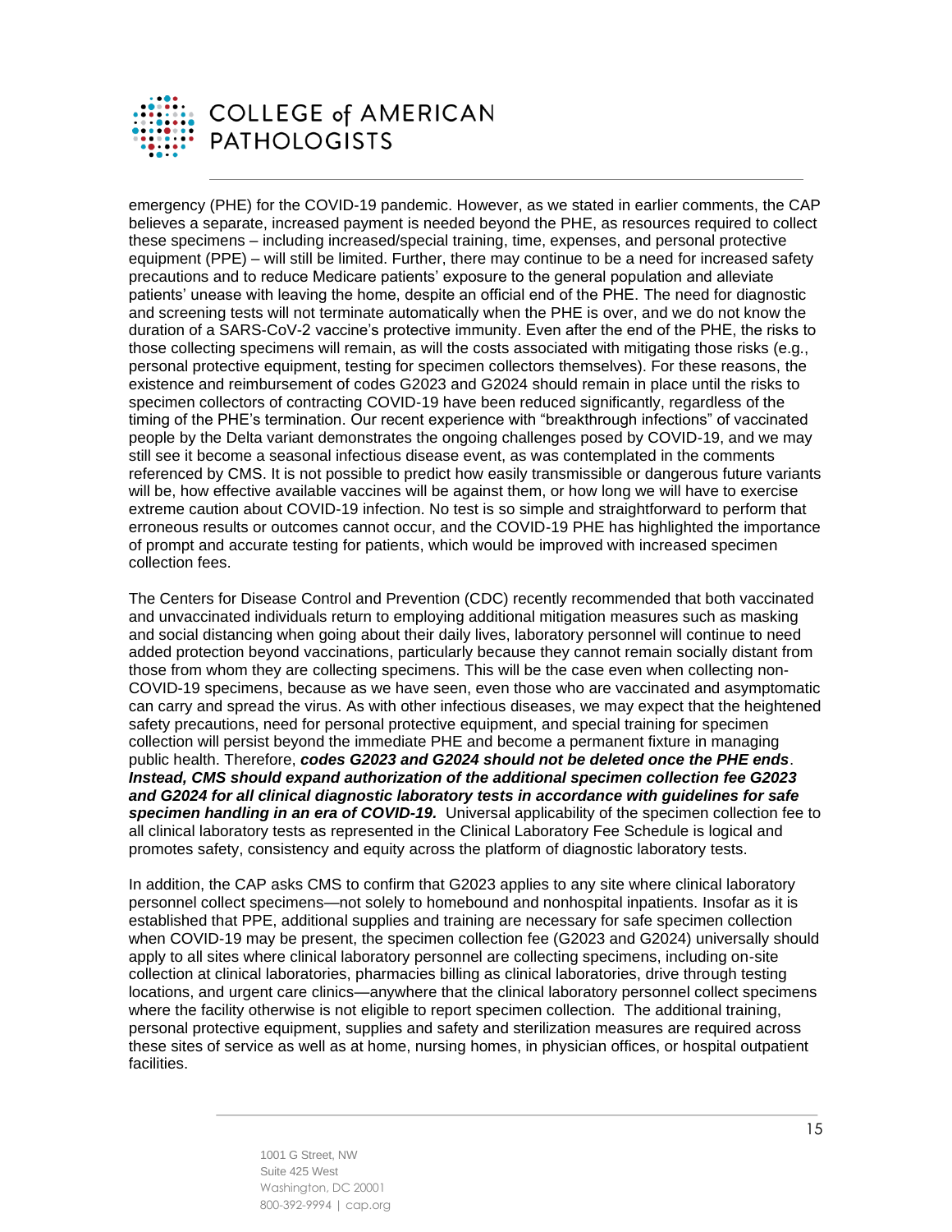emergency (PHE) for the COVID-19 pandemic. However, as we stated in earlier comments, the CAP believes a separate, increased payment is needed beyond the PHE, as resources required to collect these specimens – including increased/special training, time, expenses, and personal protective equipment (PPE) – will still be limited. Further, there may continue to be a need for increased safety precautions and to reduce Medicare patients' exposure to the general population and alleviate patients' unease with leaving the home, despite an official end of the PHE. The need for diagnostic and screening tests will not terminate automatically when the PHE is over, and we do not know the duration of a SARS-CoV-2 vaccine's protective immunity. Even after the end of the PHE, the risks to those collecting specimens will remain, as will the costs associated with mitigating those risks (e.g., personal protective equipment, testing for specimen collectors themselves). For these reasons, the existence and reimbursement of codes G2023 and G2024 should remain in place until the risks to specimen collectors of contracting COVID-19 have been reduced significantly, regardless of the timing of the PHE's termination. Our recent experience with "breakthrough infections" of vaccinated people by the Delta variant demonstrates the ongoing challenges posed by COVID-19, and we may still see it become a seasonal infectious disease event, as was contemplated in the comments referenced by CMS. It is not possible to predict how easily transmissible or dangerous future variants will be, how effective available vaccines will be against them, or how long we will have to exercise extreme caution about COVID-19 infection. No test is so simple and straightforward to perform that erroneous results or outcomes cannot occur, and the COVID-19 PHE has highlighted the importance of prompt and accurate testing for patients, which would be improved with increased specimen collection fees.

The Centers for Disease Control and Prevention (CDC) recently recommended that both vaccinated and unvaccinated individuals return to employing additional mitigation measures such as masking and social distancing when going about their daily lives, laboratory personnel will continue to need added protection beyond vaccinations, particularly because they cannot remain socially distant from those from whom they are collecting specimens. This will be the case even when collecting non-COVID-19 specimens, because as we have seen, even those who are vaccinated and asymptomatic can carry and spread the virus. As with other infectious diseases, we may expect that the heightened safety precautions, need for personal protective equipment, and special training for specimen collection will persist beyond the immediate PHE and become a permanent fixture in managing public health. Therefore, ***codes G2023 and G2024 should not be deleted once the PHE ends***. ***Instead, CMS should expand authorization of the additional specimen collection fee G2023 and G2024 for all clinical diagnostic laboratory tests in accordance with guidelines for safe specimen handling in an era of COVID-19.*** Universal applicability of the specimen collection fee to all clinical laboratory tests as represented in the Clinical Laboratory Fee Schedule is logical and promotes safety, consistency and equity across the platform of diagnostic laboratory tests.

In addition, the CAP asks CMS to confirm that G2023 applies to any site where clinical laboratory personnel collect specimens—not solely to homebound and nonhospital inpatients. Insofar as it is established that PPE, additional supplies and training are necessary for safe specimen collection when COVID-19 may be present, the specimen collection fee (G2023 and G2024) universally should apply to all sites where clinical laboratory personnel are collecting specimens, including on-site collection at clinical laboratories, pharmacies billing as clinical laboratories, drive through testing locations, and urgent care clinics—anywhere that the clinical laboratory personnel collect specimens where the facility otherwise is not eligible to report specimen collection. The additional training, personal protective equipment, supplies and safety and sterilization measures are required across these sites of service as well as at home, nursing homes, in physician offices, or hospital outpatient facilities.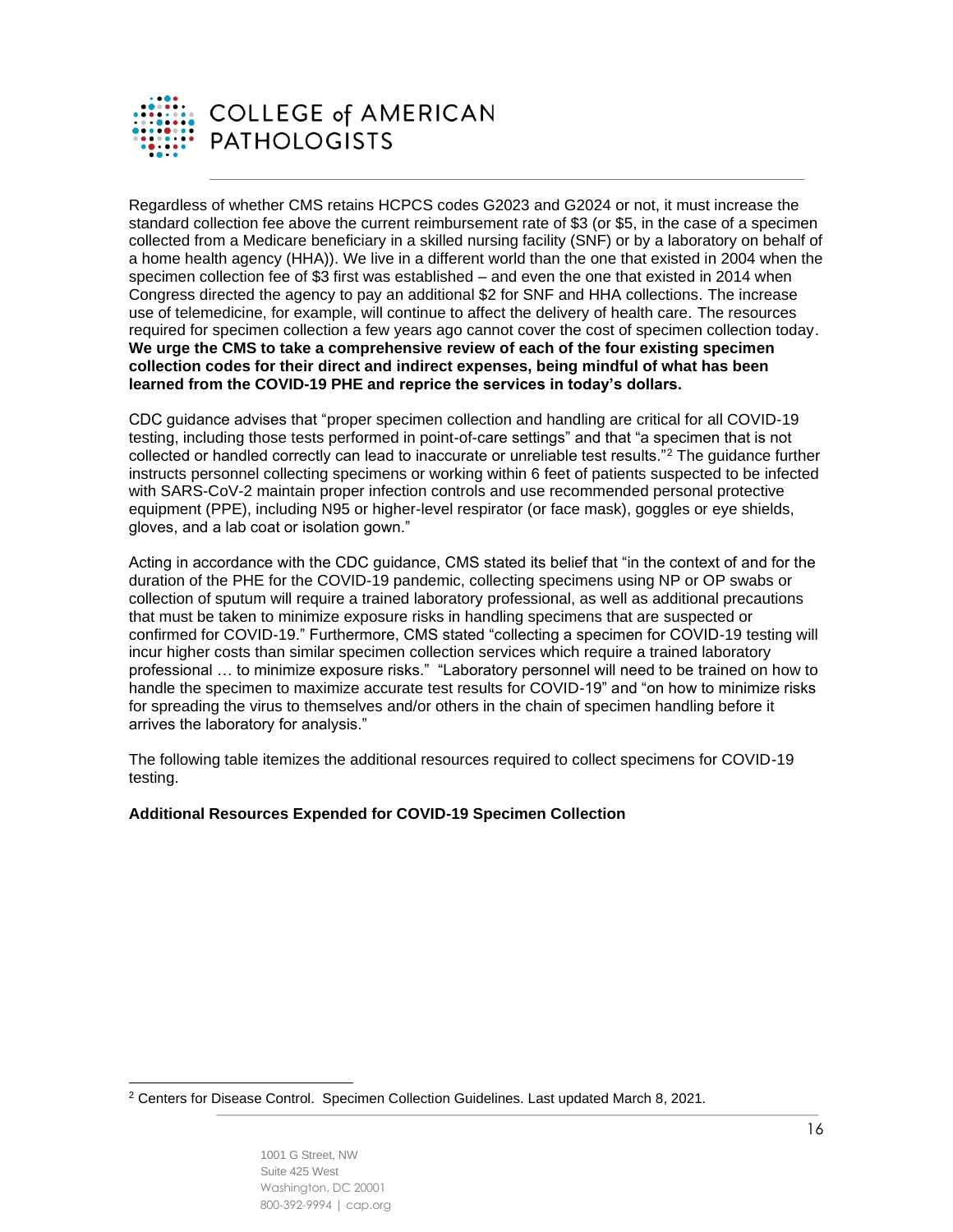Regardless of whether CMS retains HCPCS codes G2023 and G2024 or not, it must increase the standard collection fee above the current reimbursement rate of $3 (or $5, in the case of a specimen collected from a Medicare beneficiary in a skilled nursing facility (SNF) or by a laboratory on behalf of a home health agency (HHA)). We live in a different world than the one that existed in 2004 when the specimen collection fee of $3 first was established – and even the one that existed in 2014 when Congress directed the agency to pay an additional $2 for SNF and HHA collections. The increase use of telemedicine, for example, will continue to affect the delivery of health care. The resources required for specimen collection a few years ago cannot cover the cost of specimen collection today. **We urge the CMS to take a comprehensive review of each of the four existing specimen collection codes for their direct and indirect expenses, being mindful of what has been learned from the COVID-19 PHE and reprice the services in today's dollars.**

CDC guidance advises that "proper specimen collection and handling are critical for all COVID-19 testing, including those tests performed in point-of-care settings" and that "a specimen that is not collected or handled correctly can lead to inaccurate or unreliable test results."[2] The guidance further instructs personnel collecting specimens or working within 6 feet of patients suspected to be infected with SARS-CoV-2 maintain proper infection controls and use recommended personal protective equipment (PPE), including N95 or higher-level respirator (or face mask), goggles or eye shields, gloves, and a lab coat or isolation gown."

Acting in accordance with the CDC guidance, CMS stated its belief that "in the context of and for the duration of the PHE for the COVID-19 pandemic, collecting specimens using NP or OP swabs or collection of sputum will require a trained laboratory professional, as well as additional precautions that must be taken to minimize exposure risks in handling specimens that are suspected or confirmed for COVID-19." Furthermore, CMS stated "collecting a specimen for COVID-19 testing will incur higher costs than similar specimen collection services which require a trained laboratory professional … to minimize exposure risks." "Laboratory personnel will need to be trained on how to handle the specimen to maximize accurate test results for COVID-19" and "on how to minimize risks for spreading the virus to themselves and/or others in the chain of specimen handling before it arrives the laboratory for analysis."

The following table itemizes the additional resources required to collect specimens for COVID-19 testing.

**Additional Resources Expended for COVID-19 Specimen Collection**

[2] Centers for Disease Control. Specimen Collection Guidelines. Last updated March 8, 2021.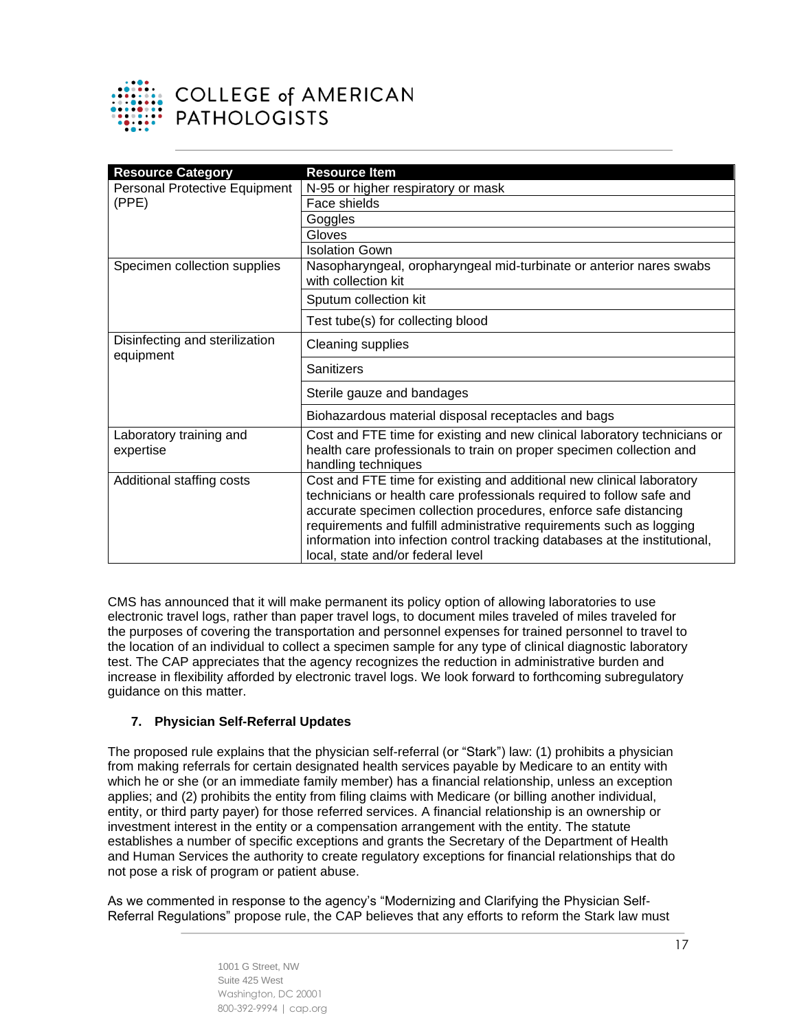| Resource Category | Resource Item |
| --- | --- |
| Personal Protective Equipment (PPE) | N-95 or higher respiratory or mask |
| | Face shields |
| | Goggles |
| | Gloves |
| | Isolation Gown |
| Specimen collection supplies | Nasopharyngeal, oropharyngeal mid-turbinate or anterior nares swabs with collection kit |
| | Sputum collection kit |
| | Test tube(s) for collecting blood |
| Disinfecting and sterilization equipment | Cleaning supplies |
| | Sanitizers |
| | Sterile gauze and bandages |
| | Biohazardous material disposal receptacles and bags |
| Laboratory training and expertise | Cost and FTE time for existing and new clinical laboratory technicians or health care professionals to train on proper specimen collection and handling techniques |
| Additional staffing costs | Cost and FTE time for existing and additional new clinical laboratory technicians or health care professionals required to follow safe and accurate specimen collection procedures, enforce safe distancing requirements and fulfill administrative requirements such as logging information into infection control tracking databases at the institutional, local, state and/or federal level |

CMS has announced that it will make permanent its policy option of allowing laboratories to use electronic travel logs, rather than paper travel logs, to document miles traveled of miles traveled for the purposes of covering the transportation and personnel expenses for trained personnel to travel to the location of an individual to collect a specimen sample for any type of clinical diagnostic laboratory test. The CAP appreciates that the agency recognizes the reduction in administrative burden and increase in flexibility afforded by electronic travel logs. We look forward to forthcoming subregulatory guidance on this matter.

### 7. Physician Self-Referral Updates

The proposed rule explains that the physician self-referral (or "Stark") law: (1) prohibits a physician from making referrals for certain designated health services payable by Medicare to an entity with which he or she (or an immediate family member) has a financial relationship, unless an exception applies; and (2) prohibits the entity from filing claims with Medicare (or billing another individual, entity, or third party payer) for those referred services. A financial relationship is an ownership or investment interest in the entity or a compensation arrangement with the entity. The statute establishes a number of specific exceptions and grants the Secretary of the Department of Health and Human Services the authority to create regulatory exceptions for financial relationships that do not pose a risk of program or patient abuse.

As we commented in response to the agency's "Modernizing and Clarifying the Physician Self-Referral Regulations" propose rule, the CAP believes that any efforts to reform the Stark law must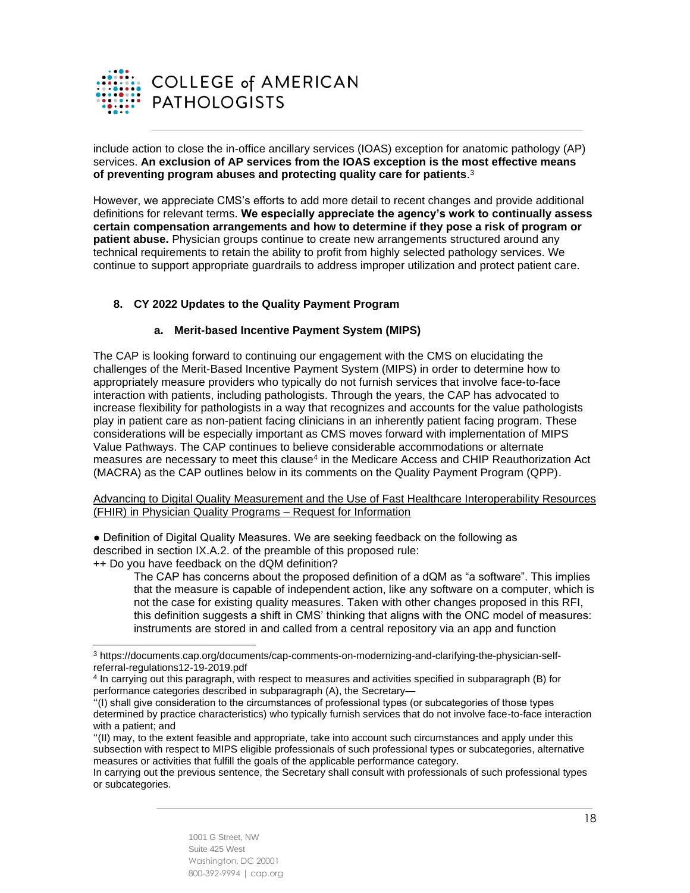include action to close the in-office ancillary services (IOAS) exception for anatomic pathology (AP) services. **An exclusion of AP services from the IOAS exception is the most effective means of preventing program abuses and protecting quality care for patients**.[3]

However, we appreciate CMS's efforts to add more detail to recent changes and provide additional definitions for relevant terms. **We especially appreciate the agency's work to continually assess certain compensation arrangements and how to determine if they pose a risk of program or patient abuse.** Physician groups continue to create new arrangements structured around any technical requirements to retain the ability to profit from highly selected pathology services. We continue to support appropriate guardrails to address improper utilization and protect patient care.

### 8. CY 2022 Updates to the Quality Payment Program

#### a. Merit-based Incentive Payment System (MIPS)

The CAP is looking forward to continuing our engagement with the CMS on elucidating the challenges of the Merit-Based Incentive Payment System (MIPS) in order to determine how to appropriately measure providers who typically do not furnish services that involve face-to-face interaction with patients, including pathologists. Through the years, the CAP has advocated to increase flexibility for pathologists in a way that recognizes and accounts for the value pathologists play in patient care as non-patient facing clinicians in an inherently patient facing program. These considerations will be especially important as CMS moves forward with implementation of MIPS Value Pathways. The CAP continues to believe considerable accommodations or alternate measures are necessary to meet this clause[4] in the Medicare Access and CHIP Reauthorization Act (MACRA) as the CAP outlines below in its comments on the Quality Payment Program (QPP).

<u>Advancing to Digital Quality Measurement and the Use of Fast Healthcare Interoperability Resources (FHIR) in Physician Quality Programs – Request for Information</u>

● Definition of Digital Quality Measures. We are seeking feedback on the following as described in section IX.A.2. of the preamble of this proposed rule:

++ Do you have feedback on the dQM definition?

> The CAP has concerns about the proposed definition of a dQM as "a software". This implies that the measure is capable of independent action, like any software on a computer, which is not the case for existing quality measures. Taken with other changes proposed in this RFI, this definition suggests a shift in CMS' thinking that aligns with the ONC model of measures: instruments are stored in and called from a central repository via an app and function

---

[3] https://documents.cap.org/documents/cap-comments-on-modernizing-and-clarifying-the-physician-self-referral-regulations12-19-2019.pdf

[4] In carrying out this paragraph, with respect to measures and activities specified in subparagraph (B) for performance categories described in subparagraph (A), the Secretary—
''(I) shall give consideration to the circumstances of professional types (or subcategories of those types determined by practice characteristics) who typically furnish services that do not involve face-to-face interaction with a patient; and
''(II) may, to the extent feasible and appropriate, take into account such circumstances and apply under this subsection with respect to MIPS eligible professionals of such professional types or subcategories, alternative measures or activities that fulfill the goals of the applicable performance category.
In carrying out the previous sentence, the Secretary shall consult with professionals of such professional types or subcategories.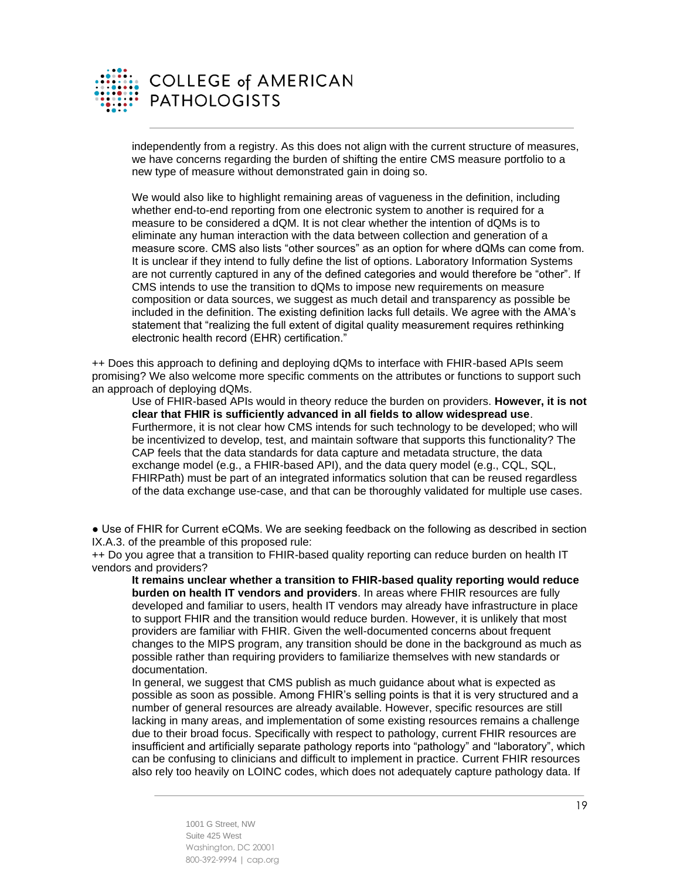independently from a registry. As this does not align with the current structure of measures, we have concerns regarding the burden of shifting the entire CMS measure portfolio to a new type of measure without demonstrated gain in doing so.

We would also like to highlight remaining areas of vagueness in the definition, including whether end-to-end reporting from one electronic system to another is required for a measure to be considered a dQM. It is not clear whether the intention of dQMs is to eliminate any human interaction with the data between collection and generation of a measure score. CMS also lists "other sources" as an option for where dQMs can come from. It is unclear if they intend to fully define the list of options. Laboratory Information Systems are not currently captured in any of the defined categories and would therefore be "other". If CMS intends to use the transition to dQMs to impose new requirements on measure composition or data sources, we suggest as much detail and transparency as possible be included in the definition. The existing definition lacks full details. We agree with the AMA's statement that "realizing the full extent of digital quality measurement requires rethinking electronic health record (EHR) certification."

++ Does this approach to defining and deploying dQMs to interface with FHIR-based APIs seem promising? We also welcome more specific comments on the attributes or functions to support such an approach of deploying dQMs.

Use of FHIR-based APIs would in theory reduce the burden on providers. **However, it is not clear that FHIR is sufficiently advanced in all fields to allow widespread use**. Furthermore, it is not clear how CMS intends for such technology to be developed; who will be incentivized to develop, test, and maintain software that supports this functionality? The CAP feels that the data standards for data capture and metadata structure, the data exchange model (e.g., a FHIR-based API), and the data query model (e.g., CQL, SQL, FHIRPath) must be part of an integrated informatics solution that can be reused regardless of the data exchange use-case, and that can be thoroughly validated for multiple use cases.

● Use of FHIR for Current eCQMs. We are seeking feedback on the following as described in section IX.A.3. of the preamble of this proposed rule:

++ Do you agree that a transition to FHIR-based quality reporting can reduce burden on health IT vendors and providers?

**It remains unclear whether a transition to FHIR-based quality reporting would reduce burden on health IT vendors and providers**. In areas where FHIR resources are fully developed and familiar to users, health IT vendors may already have infrastructure in place to support FHIR and the transition would reduce burden. However, it is unlikely that most providers are familiar with FHIR. Given the well-documented concerns about frequent changes to the MIPS program, any transition should be done in the background as much as possible rather than requiring providers to familiarize themselves with new standards or documentation.

In general, we suggest that CMS publish as much guidance about what is expected as possible as soon as possible. Among FHIR's selling points is that it is very structured and a number of general resources are already available. However, specific resources are still lacking in many areas, and implementation of some existing resources remains a challenge due to their broad focus. Specifically with respect to pathology, current FHIR resources are insufficient and artificially separate pathology reports into "pathology" and "laboratory", which can be confusing to clinicians and difficult to implement in practice. Current FHIR resources also rely too heavily on LOINC codes, which does not adequately capture pathology data. If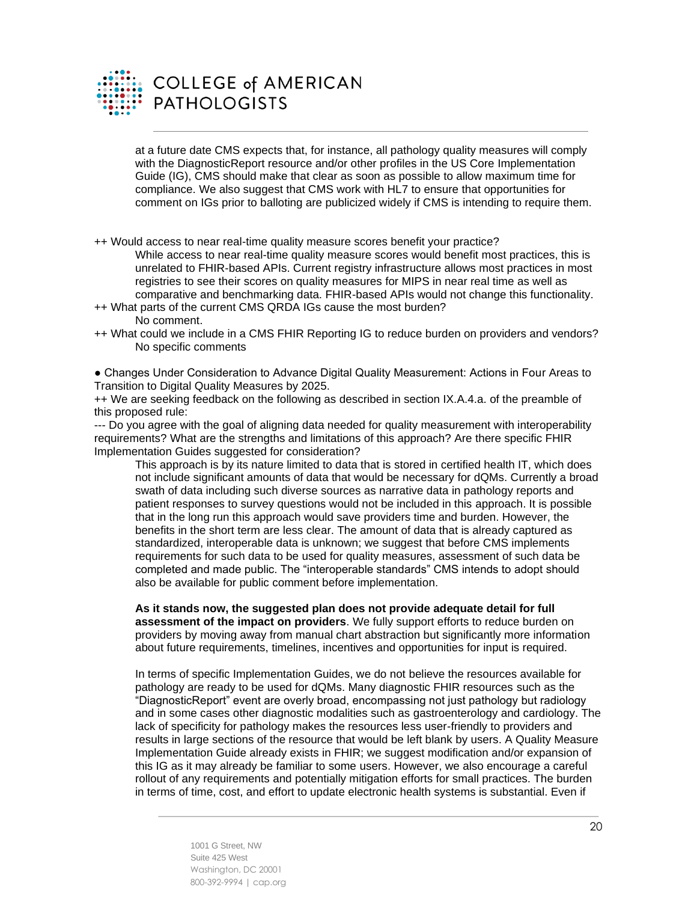at a future date CMS expects that, for instance, all pathology quality measures will comply with the DiagnosticReport resource and/or other profiles in the US Core Implementation Guide (IG), CMS should make that clear as soon as possible to allow maximum time for compliance. We also suggest that CMS work with HL7 to ensure that opportunities for comment on IGs prior to balloting are publicized widely if CMS is intending to require them.

++ Would access to near real-time quality measure scores benefit your practice?

While access to near real-time quality measure scores would benefit most practices, this is unrelated to FHIR-based APIs. Current registry infrastructure allows most practices in most registries to see their scores on quality measures for MIPS in near real time as well as comparative and benchmarking data. FHIR-based APIs would not change this functionality.

++ What parts of the current CMS QRDA IGs cause the most burden?

No comment.

++ What could we include in a CMS FHIR Reporting IG to reduce burden on providers and vendors?

No specific comments

● Changes Under Consideration to Advance Digital Quality Measurement: Actions in Four Areas to Transition to Digital Quality Measures by 2025.

++ We are seeking feedback on the following as described in section IX.A.4.a. of the preamble of this proposed rule:

--- Do you agree with the goal of aligning data needed for quality measurement with interoperability requirements? What are the strengths and limitations of this approach? Are there specific FHIR Implementation Guides suggested for consideration?

This approach is by its nature limited to data that is stored in certified health IT, which does not include significant amounts of data that would be necessary for dQMs. Currently a broad swath of data including such diverse sources as narrative data in pathology reports and patient responses to survey questions would not be included in this approach. It is possible that in the long run this approach would save providers time and burden. However, the benefits in the short term are less clear. The amount of data that is already captured as standardized, interoperable data is unknown; we suggest that before CMS implements requirements for such data to be used for quality measures, assessment of such data be completed and made public. The "interoperable standards" CMS intends to adopt should also be available for public comment before implementation.

**As it stands now, the suggested plan does not provide adequate detail for full assessment of the impact on providers**. We fully support efforts to reduce burden on providers by moving away from manual chart abstraction but significantly more information about future requirements, timelines, incentives and opportunities for input is required.

In terms of specific Implementation Guides, we do not believe the resources available for pathology are ready to be used for dQMs. Many diagnostic FHIR resources such as the "DiagnosticReport" event are overly broad, encompassing not just pathology but radiology and in some cases other diagnostic modalities such as gastroenterology and cardiology. The lack of specificity for pathology makes the resources less user-friendly to providers and results in large sections of the resource that would be left blank by users. A Quality Measure Implementation Guide already exists in FHIR; we suggest modification and/or expansion of this IG as it may already be familiar to some users. However, we also encourage a careful rollout of any requirements and potentially mitigation efforts for small practices. The burden in terms of time, cost, and effort to update electronic health systems is substantial. Even if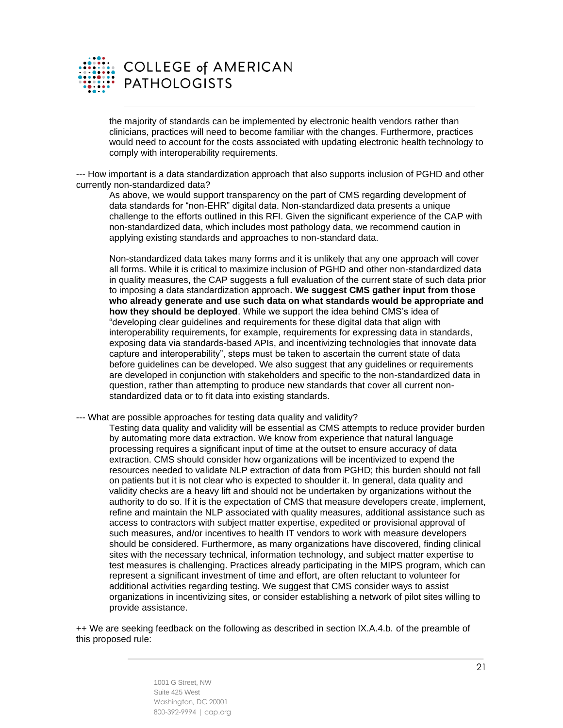the majority of standards can be implemented by electronic health vendors rather than clinicians, practices will need to become familiar with the changes. Furthermore, practices would need to account for the costs associated with updating electronic health technology to comply with interoperability requirements.

--- How important is a data standardization approach that also supports inclusion of PGHD and other currently non-standardized data?

As above, we would support transparency on the part of CMS regarding development of data standards for "non-EHR" digital data. Non-standardized data presents a unique challenge to the efforts outlined in this RFI. Given the significant experience of the CAP with non-standardized data, which includes most pathology data, we recommend caution in applying existing standards and approaches to non-standard data.

Non-standardized data takes many forms and it is unlikely that any one approach will cover all forms. While it is critical to maximize inclusion of PGHD and other non-standardized data in quality measures, the CAP suggests a full evaluation of the current state of such data prior to imposing a data standardization approach**. We suggest CMS gather input from those who already generate and use such data on what standards would be appropriate and how they should be deployed**. While we support the idea behind CMS's idea of "developing clear guidelines and requirements for these digital data that align with interoperability requirements, for example, requirements for expressing data in standards, exposing data via standards-based APIs, and incentivizing technologies that innovate data capture and interoperability", steps must be taken to ascertain the current state of data before guidelines can be developed. We also suggest that any guidelines or requirements are developed in conjunction with stakeholders and specific to the non-standardized data in question, rather than attempting to produce new standards that cover all current non-standardized data or to fit data into existing standards.

--- What are possible approaches for testing data quality and validity?

Testing data quality and validity will be essential as CMS attempts to reduce provider burden by automating more data extraction. We know from experience that natural language processing requires a significant input of time at the outset to ensure accuracy of data extraction. CMS should consider how organizations will be incentivized to expend the resources needed to validate NLP extraction of data from PGHD; this burden should not fall on patients but it is not clear who is expected to shoulder it. In general, data quality and validity checks are a heavy lift and should not be undertaken by organizations without the authority to do so. If it is the expectation of CMS that measure developers create, implement, refine and maintain the NLP associated with quality measures, additional assistance such as access to contractors with subject matter expertise, expedited or provisional approval of such measures, and/or incentives to health IT vendors to work with measure developers should be considered. Furthermore, as many organizations have discovered, finding clinical sites with the necessary technical, information technology, and subject matter expertise to test measures is challenging. Practices already participating in the MIPS program, which can represent a significant investment of time and effort, are often reluctant to volunteer for additional activities regarding testing. We suggest that CMS consider ways to assist organizations in incentivizing sites, or consider establishing a network of pilot sites willing to provide assistance.

++ We are seeking feedback on the following as described in section IX.A.4.b. of the preamble of this proposed rule: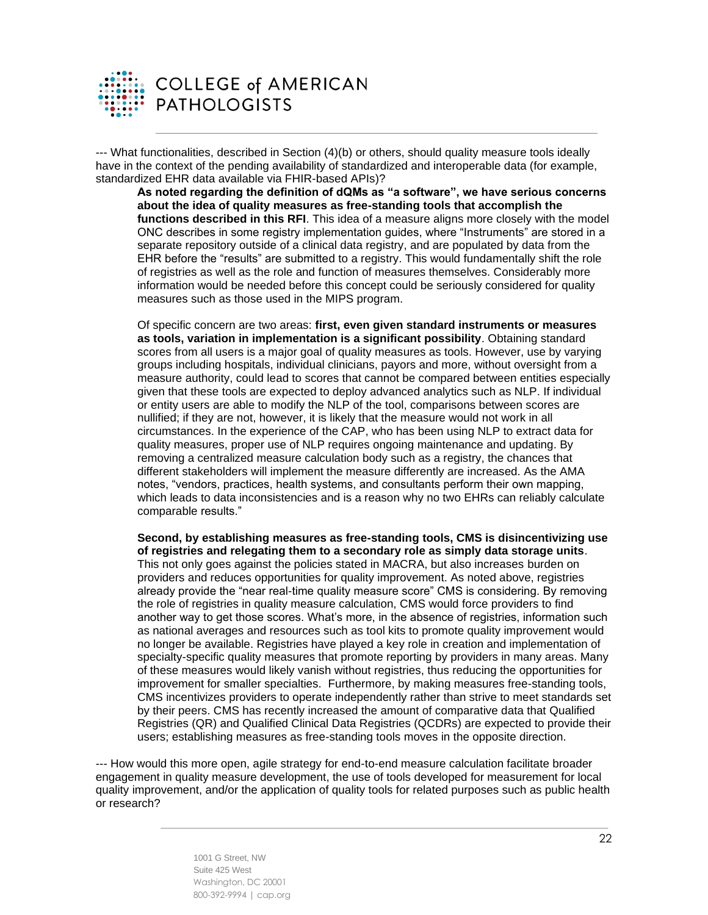--- What functionalities, described in Section (4)(b) or others, should quality measure tools ideally have in the context of the pending availability of standardized and interoperable data (for example, standardized EHR data available via FHIR-based APIs)?

**As noted regarding the definition of dQMs as "a software", we have serious concerns about the idea of quality measures as free-standing tools that accomplish the functions described in this RFI**. This idea of a measure aligns more closely with the model ONC describes in some registry implementation guides, where "Instruments" are stored in a separate repository outside of a clinical data registry, and are populated by data from the EHR before the "results" are submitted to a registry. This would fundamentally shift the role of registries as well as the role and function of measures themselves. Considerably more information would be needed before this concept could be seriously considered for quality measures such as those used in the MIPS program.

Of specific concern are two areas: **first, even given standard instruments or measures as tools, variation in implementation is a significant possibility**. Obtaining standard scores from all users is a major goal of quality measures as tools. However, use by varying groups including hospitals, individual clinicians, payors and more, without oversight from a measure authority, could lead to scores that cannot be compared between entities especially given that these tools are expected to deploy advanced analytics such as NLP. If individual or entity users are able to modify the NLP of the tool, comparisons between scores are nullified; if they are not, however, it is likely that the measure would not work in all circumstances. In the experience of the CAP, who has been using NLP to extract data for quality measures, proper use of NLP requires ongoing maintenance and updating. By removing a centralized measure calculation body such as a registry, the chances that different stakeholders will implement the measure differently are increased. As the AMA notes, "vendors, practices, health systems, and consultants perform their own mapping, which leads to data inconsistencies and is a reason why no two EHRs can reliably calculate comparable results."

**Second, by establishing measures as free-standing tools, CMS is disincentivizing use of registries and relegating them to a secondary role as simply data storage units**. This not only goes against the policies stated in MACRA, but also increases burden on providers and reduces opportunities for quality improvement. As noted above, registries already provide the "near real-time quality measure score" CMS is considering. By removing the role of registries in quality measure calculation, CMS would force providers to find another way to get those scores. What's more, in the absence of registries, information such as national averages and resources such as tool kits to promote quality improvement would no longer be available. Registries have played a key role in creation and implementation of specialty-specific quality measures that promote reporting by providers in many areas. Many of these measures would likely vanish without registries, thus reducing the opportunities for improvement for smaller specialties. Furthermore, by making measures free-standing tools, CMS incentivizes providers to operate independently rather than strive to meet standards set by their peers. CMS has recently increased the amount of comparative data that Qualified Registries (QR) and Qualified Clinical Data Registries (QCDRs) are expected to provide their users; establishing measures as free-standing tools moves in the opposite direction.

--- How would this more open, agile strategy for end-to-end measure calculation facilitate broader engagement in quality measure development, the use of tools developed for measurement for local quality improvement, and/or the application of quality tools for related purposes such as public health or research?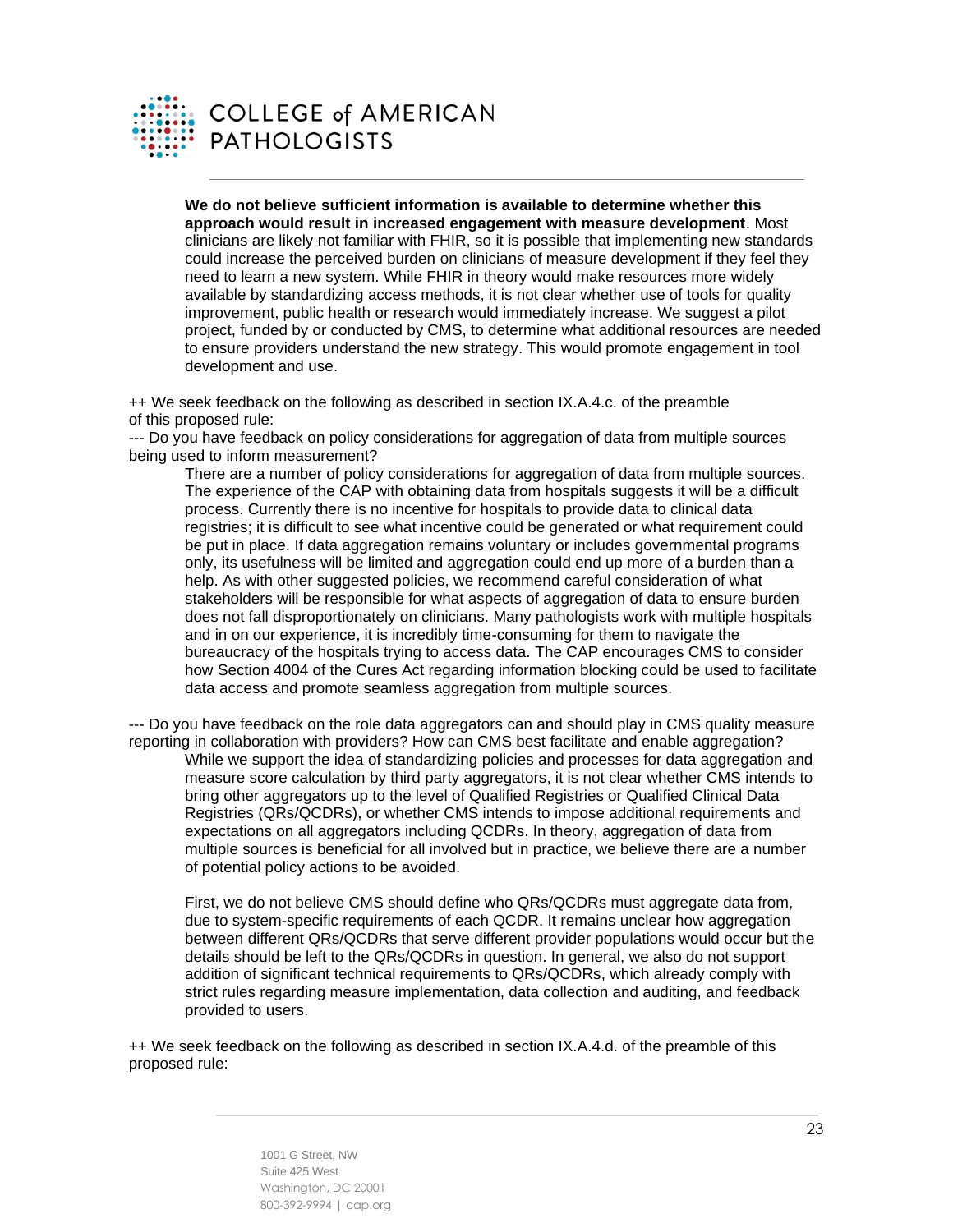**We do not believe sufficient information is available to determine whether this approach would result in increased engagement with measure development**. Most clinicians are likely not familiar with FHIR, so it is possible that implementing new standards could increase the perceived burden on clinicians of measure development if they feel they need to learn a new system. While FHIR in theory would make resources more widely available by standardizing access methods, it is not clear whether use of tools for quality improvement, public health or research would immediately increase. We suggest a pilot project, funded by or conducted by CMS, to determine what additional resources are needed to ensure providers understand the new strategy. This would promote engagement in tool development and use.

++ We seek feedback on the following as described in section IX.A.4.c. of the preamble of this proposed rule:

--- Do you have feedback on policy considerations for aggregation of data from multiple sources being used to inform measurement?

There are a number of policy considerations for aggregation of data from multiple sources. The experience of the CAP with obtaining data from hospitals suggests it will be a difficult process. Currently there is no incentive for hospitals to provide data to clinical data registries; it is difficult to see what incentive could be generated or what requirement could be put in place. If data aggregation remains voluntary or includes governmental programs only, its usefulness will be limited and aggregation could end up more of a burden than a help. As with other suggested policies, we recommend careful consideration of what stakeholders will be responsible for what aspects of aggregation of data to ensure burden does not fall disproportionately on clinicians. Many pathologists work with multiple hospitals and in on our experience, it is incredibly time-consuming for them to navigate the bureaucracy of the hospitals trying to access data. The CAP encourages CMS to consider how Section 4004 of the Cures Act regarding information blocking could be used to facilitate data access and promote seamless aggregation from multiple sources.

--- Do you have feedback on the role data aggregators can and should play in CMS quality measure reporting in collaboration with providers? How can CMS best facilitate and enable aggregation?

While we support the idea of standardizing policies and processes for data aggregation and measure score calculation by third party aggregators, it is not clear whether CMS intends to bring other aggregators up to the level of Qualified Registries or Qualified Clinical Data Registries (QRs/QCDRs), or whether CMS intends to impose additional requirements and expectations on all aggregators including QCDRs. In theory, aggregation of data from multiple sources is beneficial for all involved but in practice, we believe there are a number of potential policy actions to be avoided.

First, we do not believe CMS should define who QRs/QCDRs must aggregate data from, due to system-specific requirements of each QCDR. It remains unclear how aggregation between different QRs/QCDRs that serve different provider populations would occur but the details should be left to the QRs/QCDRs in question. In general, we also do not support addition of significant technical requirements to QRs/QCDRs, which already comply with strict rules regarding measure implementation, data collection and auditing, and feedback provided to users.

++ We seek feedback on the following as described in section IX.A.4.d. of the preamble of this proposed rule: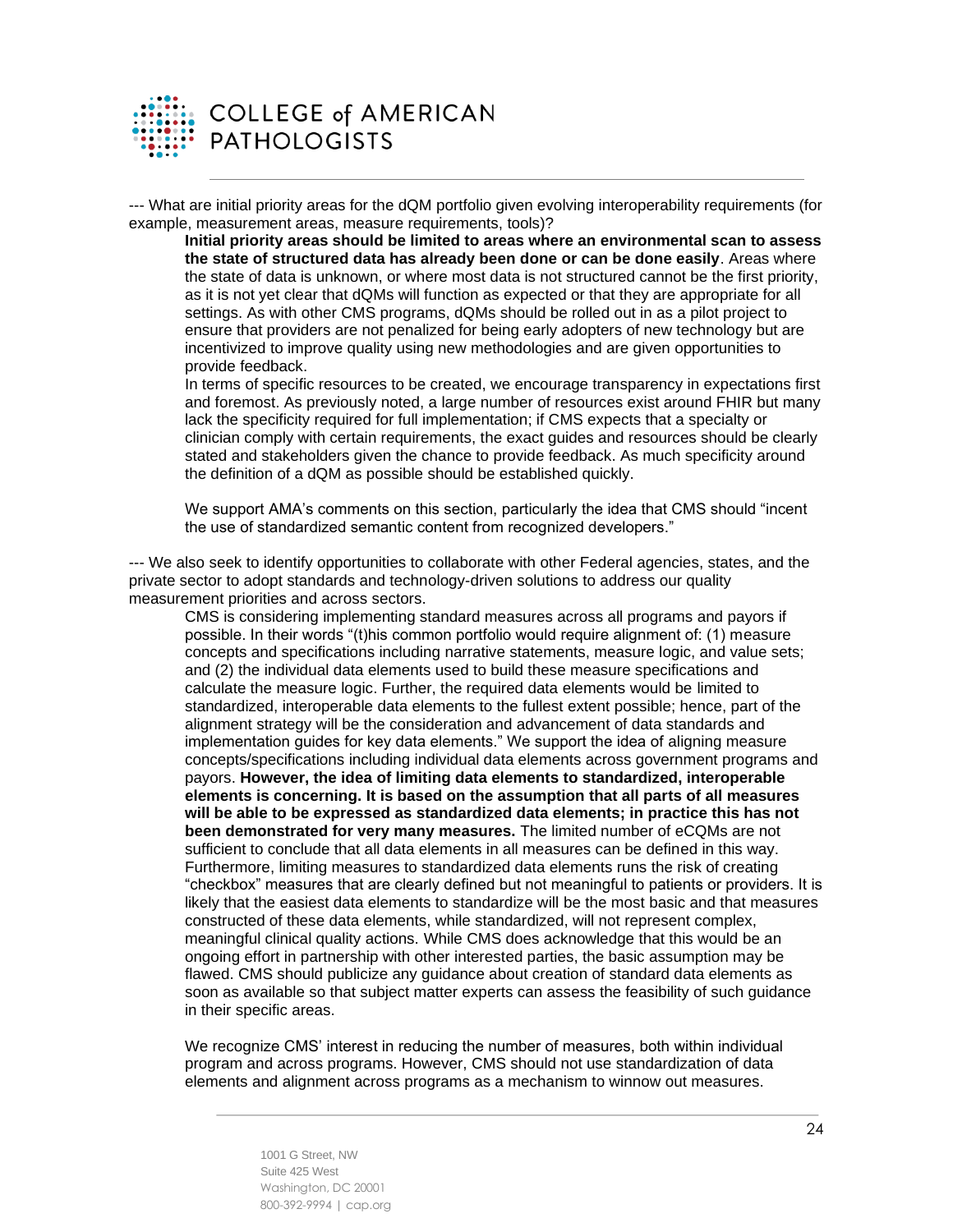--- What are initial priority areas for the dQM portfolio given evolving interoperability requirements (for example, measurement areas, measure requirements, tools)?

**Initial priority areas should be limited to areas where an environmental scan to assess the state of structured data has already been done or can be done easily**. Areas where the state of data is unknown, or where most data is not structured cannot be the first priority, as it is not yet clear that dQMs will function as expected or that they are appropriate for all settings. As with other CMS programs, dQMs should be rolled out in as a pilot project to ensure that providers are not penalized for being early adopters of new technology but are incentivized to improve quality using new methodologies and are given opportunities to provide feedback.

In terms of specific resources to be created, we encourage transparency in expectations first and foremost. As previously noted, a large number of resources exist around FHIR but many lack the specificity required for full implementation; if CMS expects that a specialty or clinician comply with certain requirements, the exact guides and resources should be clearly stated and stakeholders given the chance to provide feedback. As much specificity around the definition of a dQM as possible should be established quickly.

We support AMA's comments on this section, particularly the idea that CMS should "incent the use of standardized semantic content from recognized developers."

--- We also seek to identify opportunities to collaborate with other Federal agencies, states, and the private sector to adopt standards and technology-driven solutions to address our quality measurement priorities and across sectors.

CMS is considering implementing standard measures across all programs and payors if possible. In their words "(t)his common portfolio would require alignment of: (1) measure concepts and specifications including narrative statements, measure logic, and value sets; and (2) the individual data elements used to build these measure specifications and calculate the measure logic. Further, the required data elements would be limited to standardized, interoperable data elements to the fullest extent possible; hence, part of the alignment strategy will be the consideration and advancement of data standards and implementation guides for key data elements." We support the idea of aligning measure concepts/specifications including individual data elements across government programs and payors. **However, the idea of limiting data elements to standardized, interoperable elements is concerning. It is based on the assumption that all parts of all measures will be able to be expressed as standardized data elements; in practice this has not been demonstrated for very many measures.** The limited number of eCQMs are not sufficient to conclude that all data elements in all measures can be defined in this way. Furthermore, limiting measures to standardized data elements runs the risk of creating "checkbox" measures that are clearly defined but not meaningful to patients or providers. It is likely that the easiest data elements to standardize will be the most basic and that measures constructed of these data elements, while standardized, will not represent complex, meaningful clinical quality actions. While CMS does acknowledge that this would be an ongoing effort in partnership with other interested parties, the basic assumption may be flawed. CMS should publicize any guidance about creation of standard data elements as soon as available so that subject matter experts can assess the feasibility of such guidance in their specific areas.

We recognize CMS' interest in reducing the number of measures, both within individual program and across programs. However, CMS should not use standardization of data elements and alignment across programs as a mechanism to winnow out measures.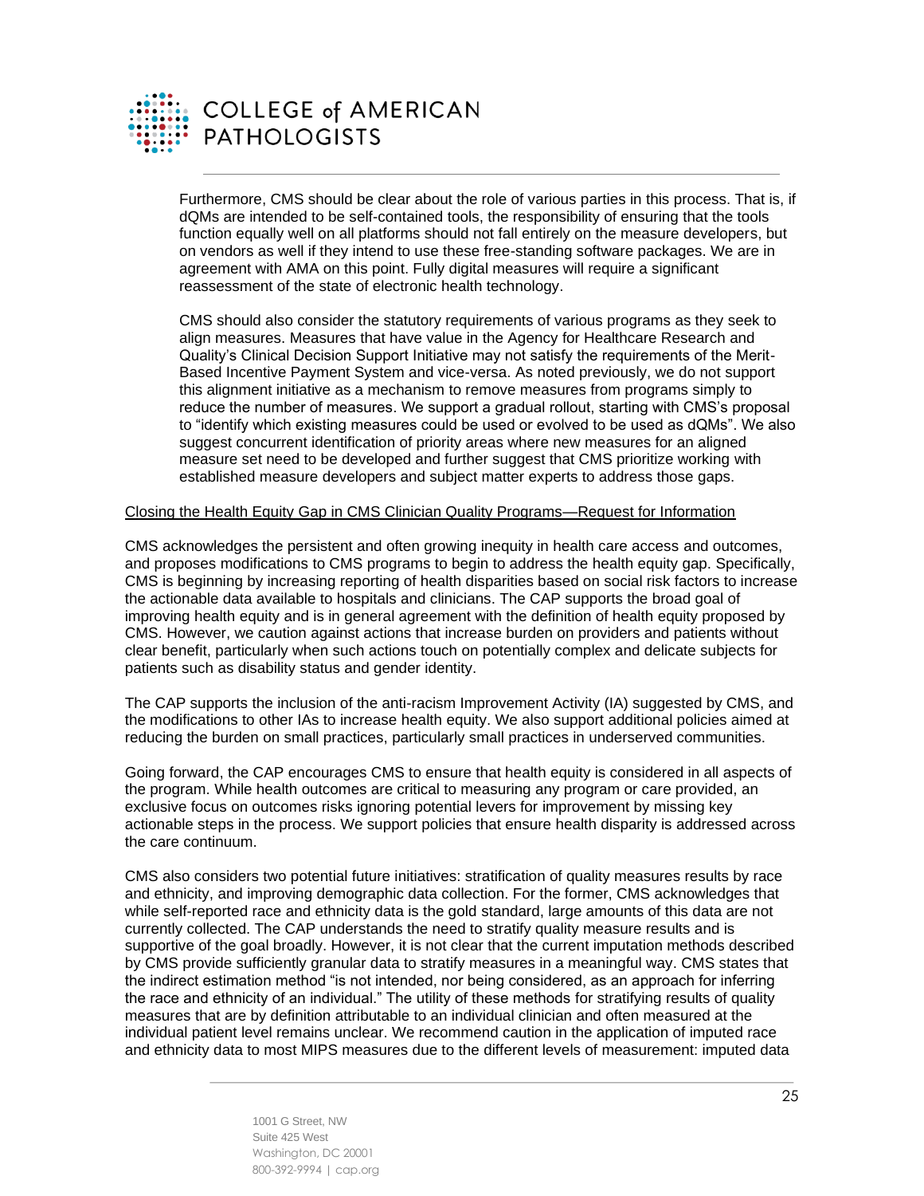Furthermore, CMS should be clear about the role of various parties in this process. That is, if dQMs are intended to be self-contained tools, the responsibility of ensuring that the tools function equally well on all platforms should not fall entirely on the measure developers, but on vendors as well if they intend to use these free-standing software packages. We are in agreement with AMA on this point. Fully digital measures will require a significant reassessment of the state of electronic health technology.

CMS should also consider the statutory requirements of various programs as they seek to align measures. Measures that have value in the Agency for Healthcare Research and Quality's Clinical Decision Support Initiative may not satisfy the requirements of the Merit-Based Incentive Payment System and vice-versa. As noted previously, we do not support this alignment initiative as a mechanism to remove measures from programs simply to reduce the number of measures. We support a gradual rollout, starting with CMS's proposal to "identify which existing measures could be used or evolved to be used as dQMs". We also suggest concurrent identification of priority areas where new measures for an aligned measure set need to be developed and further suggest that CMS prioritize working with established measure developers and subject matter experts to address those gaps.

<u>Closing the Health Equity Gap in CMS Clinician Quality Programs—Request for Information</u>

CMS acknowledges the persistent and often growing inequity in health care access and outcomes, and proposes modifications to CMS programs to begin to address the health equity gap. Specifically, CMS is beginning by increasing reporting of health disparities based on social risk factors to increase the actionable data available to hospitals and clinicians. The CAP supports the broad goal of improving health equity and is in general agreement with the definition of health equity proposed by CMS. However, we caution against actions that increase burden on providers and patients without clear benefit, particularly when such actions touch on potentially complex and delicate subjects for patients such as disability status and gender identity.

The CAP supports the inclusion of the anti-racism Improvement Activity (IA) suggested by CMS, and the modifications to other IAs to increase health equity. We also support additional policies aimed at reducing the burden on small practices, particularly small practices in underserved communities.

Going forward, the CAP encourages CMS to ensure that health equity is considered in all aspects of the program. While health outcomes are critical to measuring any program or care provided, an exclusive focus on outcomes risks ignoring potential levers for improvement by missing key actionable steps in the process. We support policies that ensure health disparity is addressed across the care continuum.

CMS also considers two potential future initiatives: stratification of quality measures results by race and ethnicity, and improving demographic data collection. For the former, CMS acknowledges that while self-reported race and ethnicity data is the gold standard, large amounts of this data are not currently collected. The CAP understands the need to stratify quality measure results and is supportive of the goal broadly. However, it is not clear that the current imputation methods described by CMS provide sufficiently granular data to stratify measures in a meaningful way. CMS states that the indirect estimation method "is not intended, nor being considered, as an approach for inferring the race and ethnicity of an individual." The utility of these methods for stratifying results of quality measures that are by definition attributable to an individual clinician and often measured at the individual patient level remains unclear. We recommend caution in the application of imputed race and ethnicity data to most MIPS measures due to the different levels of measurement: imputed data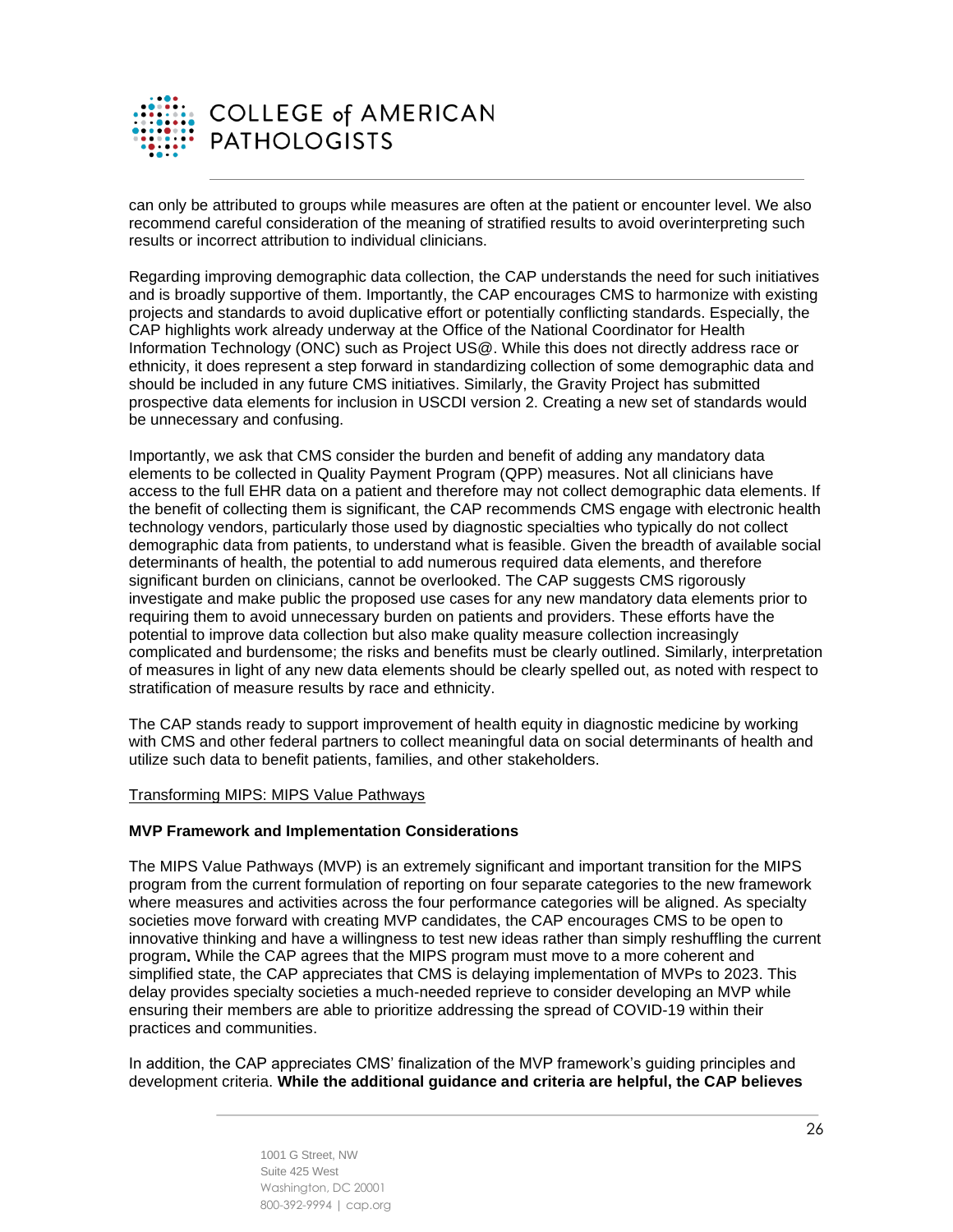can only be attributed to groups while measures are often at the patient or encounter level. We also recommend careful consideration of the meaning of stratified results to avoid overinterpreting such results or incorrect attribution to individual clinicians.

Regarding improving demographic data collection, the CAP understands the need for such initiatives and is broadly supportive of them. Importantly, the CAP encourages CMS to harmonize with existing projects and standards to avoid duplicative effort or potentially conflicting standards. Especially, the CAP highlights work already underway at the Office of the National Coordinator for Health Information Technology (ONC) such as Project US@. While this does not directly address race or ethnicity, it does represent a step forward in standardizing collection of some demographic data and should be included in any future CMS initiatives. Similarly, the Gravity Project has submitted prospective data elements for inclusion in USCDI version 2. Creating a new set of standards would be unnecessary and confusing.

Importantly, we ask that CMS consider the burden and benefit of adding any mandatory data elements to be collected in Quality Payment Program (QPP) measures. Not all clinicians have access to the full EHR data on a patient and therefore may not collect demographic data elements. If the benefit of collecting them is significant, the CAP recommends CMS engage with electronic health technology vendors, particularly those used by diagnostic specialties who typically do not collect demographic data from patients, to understand what is feasible. Given the breadth of available social determinants of health, the potential to add numerous required data elements, and therefore significant burden on clinicians, cannot be overlooked. The CAP suggests CMS rigorously investigate and make public the proposed use cases for any new mandatory data elements prior to requiring them to avoid unnecessary burden on patients and providers. These efforts have the potential to improve data collection but also make quality measure collection increasingly complicated and burdensome; the risks and benefits must be clearly outlined. Similarly, interpretation of measures in light of any new data elements should be clearly spelled out, as noted with respect to stratification of measure results by race and ethnicity.

The CAP stands ready to support improvement of health equity in diagnostic medicine by working with CMS and other federal partners to collect meaningful data on social determinants of health and utilize such data to benefit patients, families, and other stakeholders.

<u>Transforming MIPS: MIPS Value Pathways</u>

**MVP Framework and Implementation Considerations**

The MIPS Value Pathways (MVP) is an extremely significant and important transition for the MIPS program from the current formulation of reporting on four separate categories to the new framework where measures and activities across the four performance categories will be aligned. As specialty societies move forward with creating MVP candidates, the CAP encourages CMS to be open to innovative thinking and have a willingness to test new ideas rather than simply reshuffling the current program**.** While the CAP agrees that the MIPS program must move to a more coherent and simplified state, the CAP appreciates that CMS is delaying implementation of MVPs to 2023. This delay provides specialty societies a much-needed reprieve to consider developing an MVP while ensuring their members are able to prioritize addressing the spread of COVID-19 within their practices and communities.

In addition, the CAP appreciates CMS' finalization of the MVP framework's guiding principles and development criteria. **While the additional guidance and criteria are helpful, the CAP believes**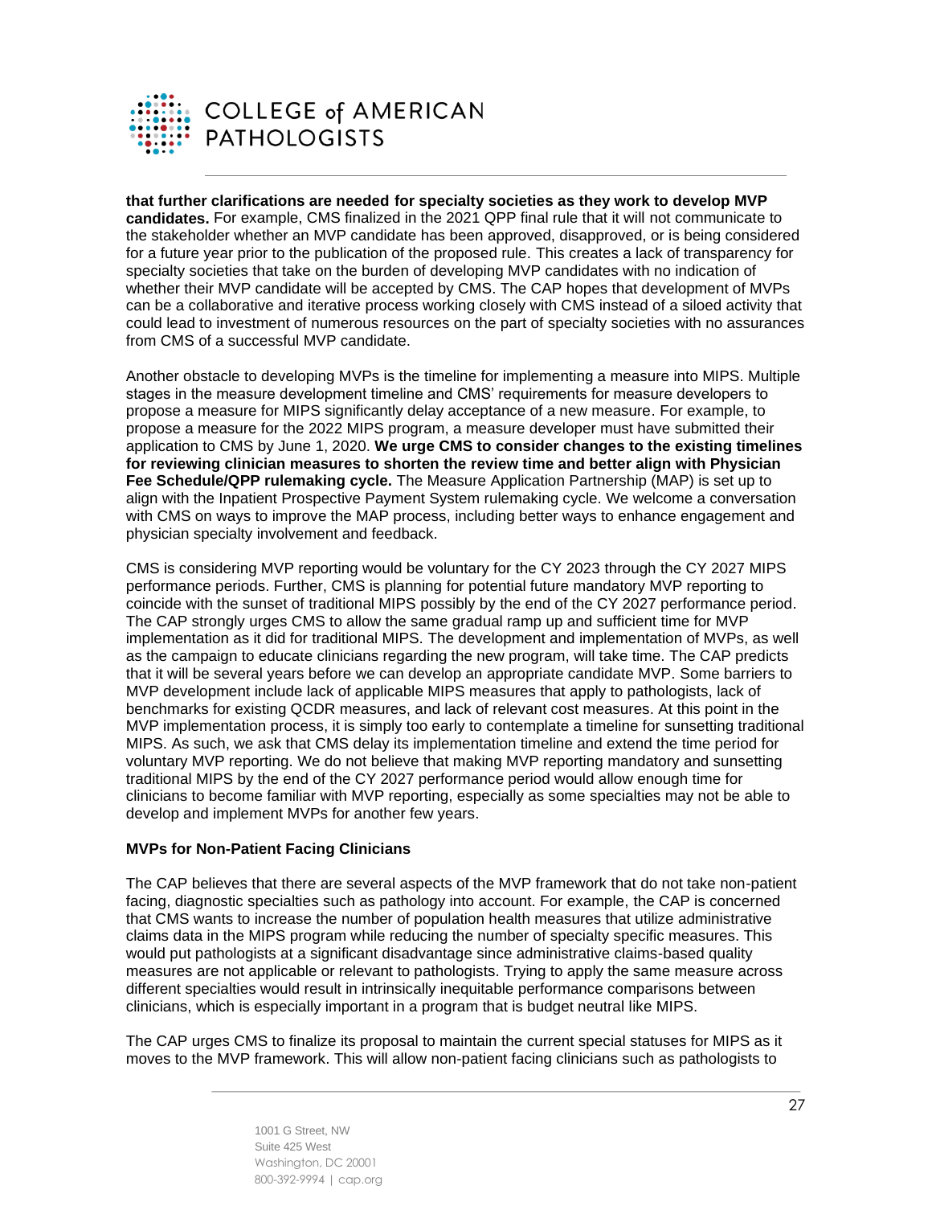**that further clarifications are needed for specialty societies as they work to develop MVP candidates.** For example, CMS finalized in the 2021 QPP final rule that it will not communicate to the stakeholder whether an MVP candidate has been approved, disapproved, or is being considered for a future year prior to the publication of the proposed rule. This creates a lack of transparency for specialty societies that take on the burden of developing MVP candidates with no indication of whether their MVP candidate will be accepted by CMS. The CAP hopes that development of MVPs can be a collaborative and iterative process working closely with CMS instead of a siloed activity that could lead to investment of numerous resources on the part of specialty societies with no assurances from CMS of a successful MVP candidate.

Another obstacle to developing MVPs is the timeline for implementing a measure into MIPS. Multiple stages in the measure development timeline and CMS' requirements for measure developers to propose a measure for MIPS significantly delay acceptance of a new measure. For example, to propose a measure for the 2022 MIPS program, a measure developer must have submitted their application to CMS by June 1, 2020. **We urge CMS to consider changes to the existing timelines for reviewing clinician measures to shorten the review time and better align with Physician Fee Schedule/QPP rulemaking cycle.** The Measure Application Partnership (MAP) is set up to align with the Inpatient Prospective Payment System rulemaking cycle. We welcome a conversation with CMS on ways to improve the MAP process, including better ways to enhance engagement and physician specialty involvement and feedback.

CMS is considering MVP reporting would be voluntary for the CY 2023 through the CY 2027 MIPS performance periods. Further, CMS is planning for potential future mandatory MVP reporting to coincide with the sunset of traditional MIPS possibly by the end of the CY 2027 performance period. The CAP strongly urges CMS to allow the same gradual ramp up and sufficient time for MVP implementation as it did for traditional MIPS. The development and implementation of MVPs, as well as the campaign to educate clinicians regarding the new program, will take time. The CAP predicts that it will be several years before we can develop an appropriate candidate MVP. Some barriers to MVP development include lack of applicable MIPS measures that apply to pathologists, lack of benchmarks for existing QCDR measures, and lack of relevant cost measures. At this point in the MVP implementation process, it is simply too early to contemplate a timeline for sunsetting traditional MIPS. As such, we ask that CMS delay its implementation timeline and extend the time period for voluntary MVP reporting. We do not believe that making MVP reporting mandatory and sunsetting traditional MIPS by the end of the CY 2027 performance period would allow enough time for clinicians to become familiar with MVP reporting, especially as some specialties may not be able to develop and implement MVPs for another few years.

**MVPs for Non-Patient Facing Clinicians**

The CAP believes that there are several aspects of the MVP framework that do not take non-patient facing, diagnostic specialties such as pathology into account. For example, the CAP is concerned that CMS wants to increase the number of population health measures that utilize administrative claims data in the MIPS program while reducing the number of specialty specific measures. This would put pathologists at a significant disadvantage since administrative claims-based quality measures are not applicable or relevant to pathologists. Trying to apply the same measure across different specialties would result in intrinsically inequitable performance comparisons between clinicians, which is especially important in a program that is budget neutral like MIPS.

The CAP urges CMS to finalize its proposal to maintain the current special statuses for MIPS as it moves to the MVP framework. This will allow non-patient facing clinicians such as pathologists to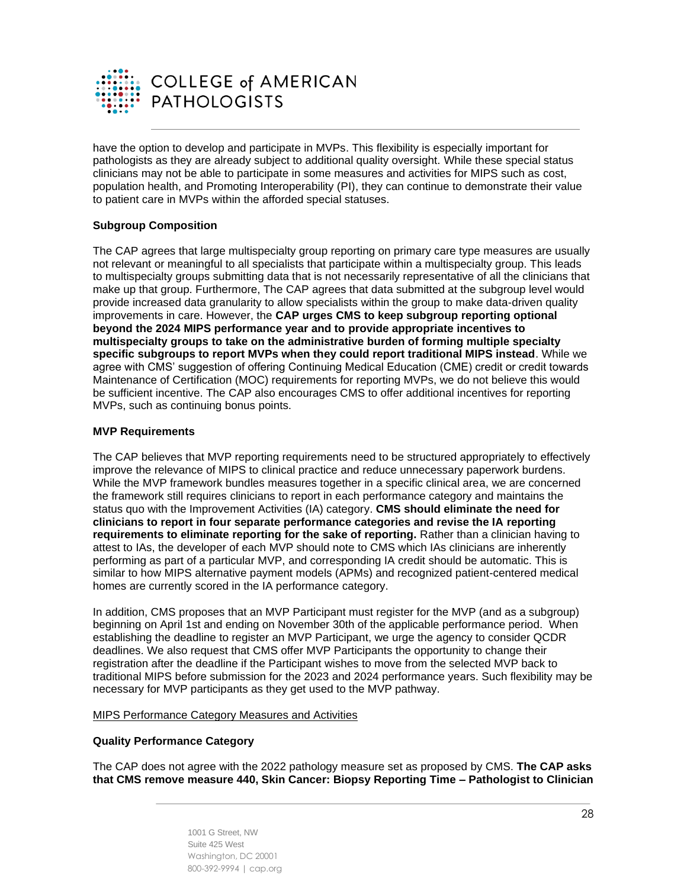have the option to develop and participate in MVPs. This flexibility is especially important for pathologists as they are already subject to additional quality oversight. While these special status clinicians may not be able to participate in some measures and activities for MIPS such as cost, population health, and Promoting Interoperability (PI), they can continue to demonstrate their value to patient care in MVPs within the afforded special statuses.

**Subgroup Composition**

The CAP agrees that large multispecialty group reporting on primary care type measures are usually not relevant or meaningful to all specialists that participate within a multispecialty group. This leads to multispecialty groups submitting data that is not necessarily representative of all the clinicians that make up that group. Furthermore, The CAP agrees that data submitted at the subgroup level would provide increased data granularity to allow specialists within the group to make data-driven quality improvements in care. However, the **CAP urges CMS to keep subgroup reporting optional beyond the 2024 MIPS performance year and to provide appropriate incentives to multispecialty groups to take on the administrative burden of forming multiple specialty specific subgroups to report MVPs when they could report traditional MIPS instead**. While we agree with CMS' suggestion of offering Continuing Medical Education (CME) credit or credit towards Maintenance of Certification (MOC) requirements for reporting MVPs, we do not believe this would be sufficient incentive. The CAP also encourages CMS to offer additional incentives for reporting MVPs, such as continuing bonus points.

**MVP Requirements**

The CAP believes that MVP reporting requirements need to be structured appropriately to effectively improve the relevance of MIPS to clinical practice and reduce unnecessary paperwork burdens. While the MVP framework bundles measures together in a specific clinical area, we are concerned the framework still requires clinicians to report in each performance category and maintains the status quo with the Improvement Activities (IA) category. **CMS should eliminate the need for clinicians to report in four separate performance categories and revise the IA reporting requirements to eliminate reporting for the sake of reporting.** Rather than a clinician having to attest to IAs, the developer of each MVP should note to CMS which IAs clinicians are inherently performing as part of a particular MVP, and corresponding IA credit should be automatic. This is similar to how MIPS alternative payment models (APMs) and recognized patient-centered medical homes are currently scored in the IA performance category.

In addition, CMS proposes that an MVP Participant must register for the MVP (and as a subgroup) beginning on April 1st and ending on November 30th of the applicable performance period. When establishing the deadline to register an MVP Participant, we urge the agency to consider QCDR deadlines. We also request that CMS offer MVP Participants the opportunity to change their registration after the deadline if the Participant wishes to move from the selected MVP back to traditional MIPS before submission for the 2023 and 2024 performance years. Such flexibility may be necessary for MVP participants as they get used to the MVP pathway.

<u>MIPS Performance Category Measures and Activities</u>

**Quality Performance Category**

The CAP does not agree with the 2022 pathology measure set as proposed by CMS. **The CAP asks that CMS remove measure 440, Skin Cancer: Biopsy Reporting Time – Pathologist to Clinician**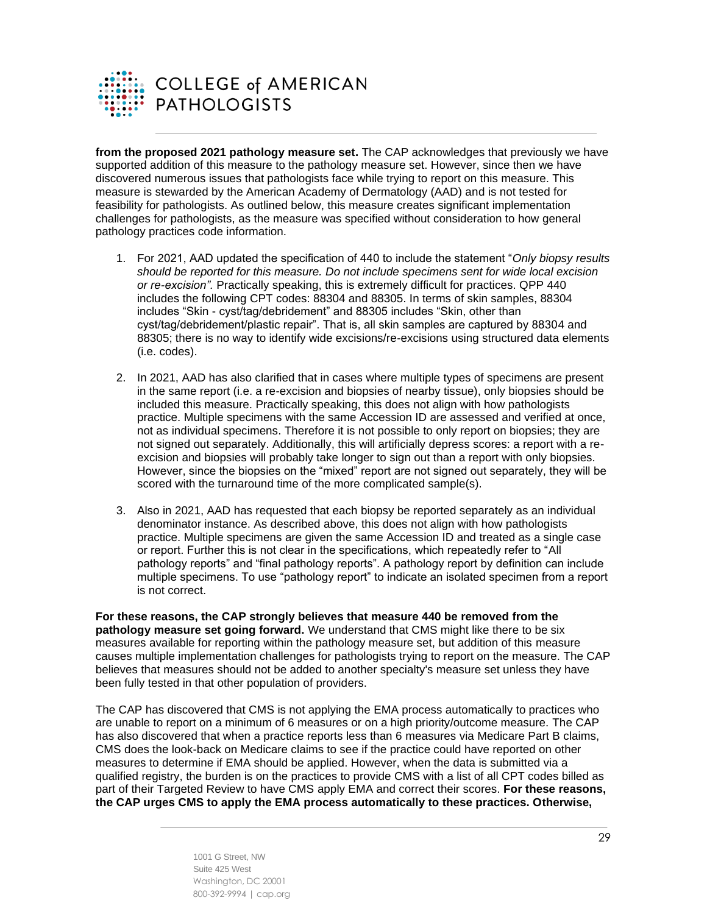**from the proposed 2021 pathology measure set.** The CAP acknowledges that previously we have supported addition of this measure to the pathology measure set. However, since then we have discovered numerous issues that pathologists face while trying to report on this measure. This measure is stewarded by the American Academy of Dermatology (AAD) and is not tested for feasibility for pathologists. As outlined below, this measure creates significant implementation challenges for pathologists, as the measure was specified without consideration to how general pathology practices code information.

1. For 2021, AAD updated the specification of 440 to include the statement "*Only biopsy results should be reported for this measure. Do not include specimens sent for wide local excision or re-excision".* Practically speaking, this is extremely difficult for practices. QPP 440 includes the following CPT codes: 88304 and 88305. In terms of skin samples, 88304 includes "Skin - cyst/tag/debridement" and 88305 includes "Skin, other than cyst/tag/debridement/plastic repair". That is, all skin samples are captured by 88304 and 88305; there is no way to identify wide excisions/re-excisions using structured data elements (i.e. codes).

2. In 2021, AAD has also clarified that in cases where multiple types of specimens are present in the same report (i.e. a re-excision and biopsies of nearby tissue), only biopsies should be included this measure. Practically speaking, this does not align with how pathologists practice. Multiple specimens with the same Accession ID are assessed and verified at once, not as individual specimens. Therefore it is not possible to only report on biopsies; they are not signed out separately. Additionally, this will artificially depress scores: a report with a re-excision and biopsies will probably take longer to sign out than a report with only biopsies. However, since the biopsies on the "mixed" report are not signed out separately, they will be scored with the turnaround time of the more complicated sample(s).

3. Also in 2021, AAD has requested that each biopsy be reported separately as an individual denominator instance. As described above, this does not align with how pathologists practice. Multiple specimens are given the same Accession ID and treated as a single case or report. Further this is not clear in the specifications, which repeatedly refer to "All pathology reports" and "final pathology reports". A pathology report by definition can include multiple specimens. To use "pathology report" to indicate an isolated specimen from a report is not correct.

**For these reasons, the CAP strongly believes that measure 440 be removed from the pathology measure set going forward.** We understand that CMS might like there to be six measures available for reporting within the pathology measure set, but addition of this measure causes multiple implementation challenges for pathologists trying to report on the measure. The CAP believes that measures should not be added to another specialty's measure set unless they have been fully tested in that other population of providers.

The CAP has discovered that CMS is not applying the EMA process automatically to practices who are unable to report on a minimum of 6 measures or on a high priority/outcome measure. The CAP has also discovered that when a practice reports less than 6 measures via Medicare Part B claims, CMS does the look-back on Medicare claims to see if the practice could have reported on other measures to determine if EMA should be applied. However, when the data is submitted via a qualified registry, the burden is on the practices to provide CMS with a list of all CPT codes billed as part of their Targeted Review to have CMS apply EMA and correct their scores. **For these reasons, the CAP urges CMS to apply the EMA process automatically to these practices. Otherwise,**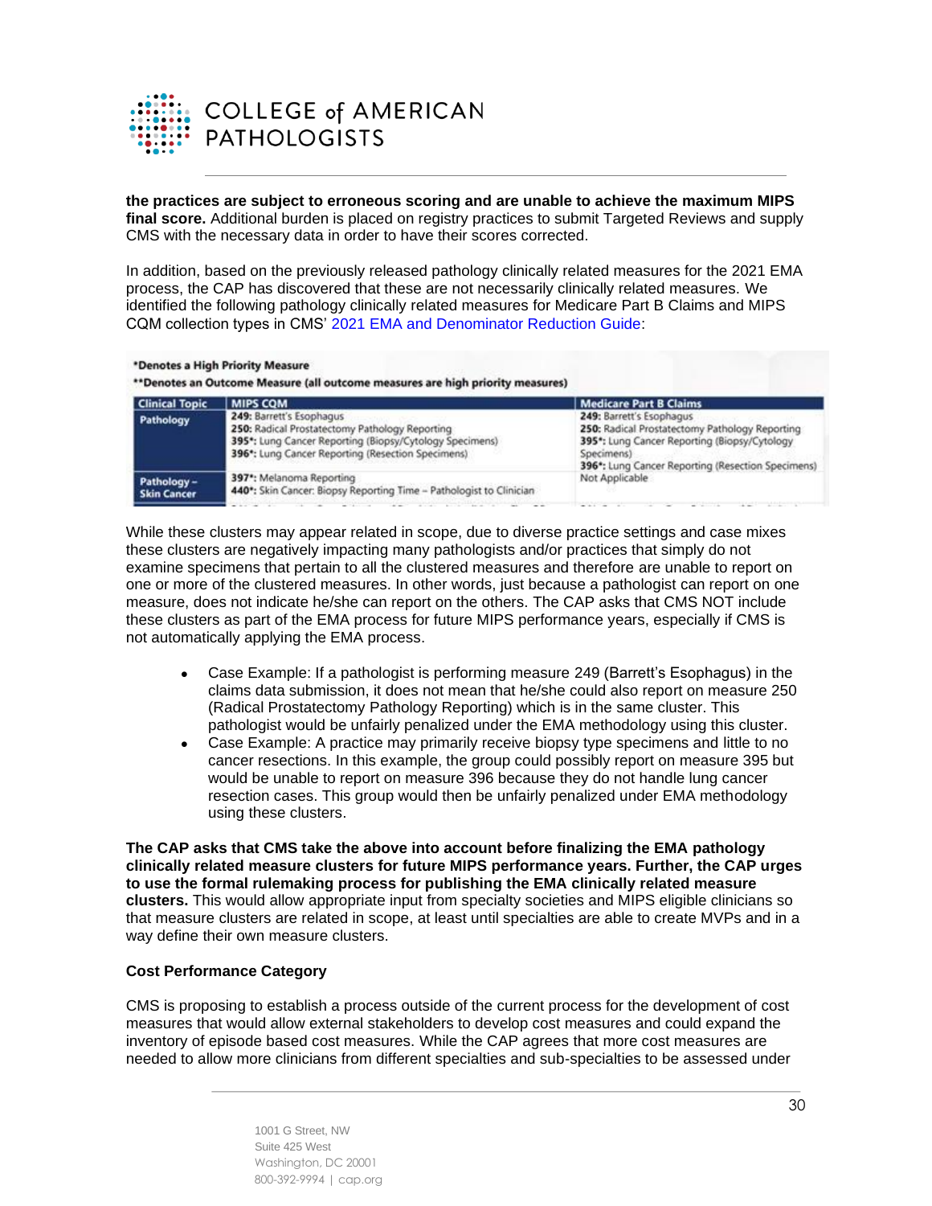**the practices are subject to erroneous scoring and are unable to achieve the maximum MIPS final score.** Additional burden is placed on registry practices to submit Targeted Reviews and supply CMS with the necessary data in order to have their scores corrected.

In addition, based on the previously released pathology clinically related measures for the 2021 EMA process, the CAP has discovered that these are not necessarily clinically related measures. We identified the following pathology clinically related measures for Medicare Part B Claims and MIPS CQM collection types in CMS' 2021 EMA and Denominator Reduction Guide:

*Denotes a High Priority Measure
**Denotes an Outcome Measure (all outcome measures are high priority measures)

| Clinical Topic | MIPS CQM | Medicare Part B Claims |
|---|---|---|
| Pathology | **249:** Barrett's Esophagus<br>**250:** Radical Prostatectomy Pathology Reporting<br>**395*:** Lung Cancer Reporting (Biopsy/Cytology Specimens)<br>**396*:** Lung Cancer Reporting (Resection Specimens) | **249:** Barrett's Esophagus<br>**250:** Radical Prostatectomy Pathology Reporting<br>**395*:** Lung Cancer Reporting (Biopsy/Cytology Specimens)<br>**396*:** Lung Cancer Reporting (Resection Specimens) |
| Pathology – Skin Cancer | **397*:** Melanoma Reporting<br>**440*:** Skin Cancer: Biopsy Reporting Time – Pathologist to Clinician | Not Applicable |

While these clusters may appear related in scope, due to diverse practice settings and case mixes these clusters are negatively impacting many pathologists and/or practices that simply do not examine specimens that pertain to all the clustered measures and therefore are unable to report on one or more of the clustered measures. In other words, just because a pathologist can report on one measure, does not indicate he/she can report on the others. The CAP asks that CMS NOT include these clusters as part of the EMA process for future MIPS performance years, especially if CMS is not automatically applying the EMA process.

- Case Example: If a pathologist is performing measure 249 (Barrett's Esophagus) in the claims data submission, it does not mean that he/she could also report on measure 250 (Radical Prostatectomy Pathology Reporting) which is in the same cluster. This pathologist would be unfairly penalized under the EMA methodology using this cluster.
- Case Example: A practice may primarily receive biopsy type specimens and little to no cancer resections. In this example, the group could possibly report on measure 395 but would be unable to report on measure 396 because they do not handle lung cancer resection cases. This group would then be unfairly penalized under EMA methodology using these clusters.

**The CAP asks that CMS take the above into account before finalizing the EMA pathology clinically related measure clusters for future MIPS performance years. Further, the CAP urges to use the formal rulemaking process for publishing the EMA clinically related measure clusters.** This would allow appropriate input from specialty societies and MIPS eligible clinicians so that measure clusters are related in scope, at least until specialties are able to create MVPs and in a way define their own measure clusters.

**Cost Performance Category**

CMS is proposing to establish a process outside of the current process for the development of cost measures that would allow external stakeholders to develop cost measures and could expand the inventory of episode based cost measures. While the CAP agrees that more cost measures are needed to allow more clinicians from different specialties and sub-specialties to be assessed under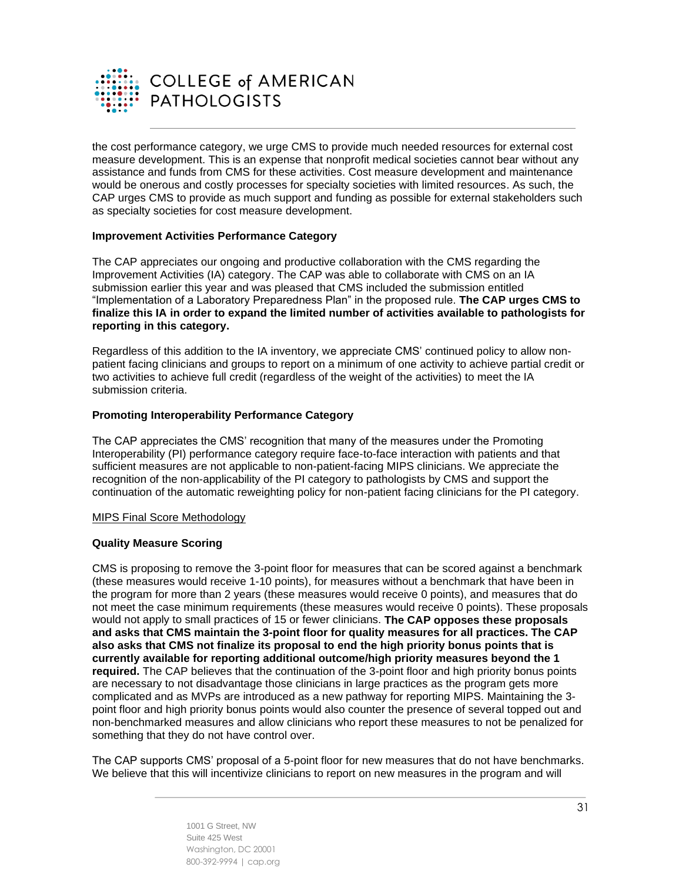the cost performance category, we urge CMS to provide much needed resources for external cost measure development. This is an expense that nonprofit medical societies cannot bear without any assistance and funds from CMS for these activities. Cost measure development and maintenance would be onerous and costly processes for specialty societies with limited resources. As such, the CAP urges CMS to provide as much support and funding as possible for external stakeholders such as specialty societies for cost measure development.

**Improvement Activities Performance Category**

The CAP appreciates our ongoing and productive collaboration with the CMS regarding the Improvement Activities (IA) category. The CAP was able to collaborate with CMS on an IA submission earlier this year and was pleased that CMS included the submission entitled "Implementation of a Laboratory Preparedness Plan" in the proposed rule. **The CAP urges CMS to finalize this IA in order to expand the limited number of activities available to pathologists for reporting in this category.**

Regardless of this addition to the IA inventory, we appreciate CMS' continued policy to allow non-patient facing clinicians and groups to report on a minimum of one activity to achieve partial credit or two activities to achieve full credit (regardless of the weight of the activities) to meet the IA submission criteria.

**Promoting Interoperability Performance Category**

The CAP appreciates the CMS' recognition that many of the measures under the Promoting Interoperability (PI) performance category require face-to-face interaction with patients and that sufficient measures are not applicable to non-patient-facing MIPS clinicians. We appreciate the recognition of the non-applicability of the PI category to pathologists by CMS and support the continuation of the automatic reweighting policy for non-patient facing clinicians for the PI category.

<u>MIPS Final Score Methodology</u>

**Quality Measure Scoring**

CMS is proposing to remove the 3-point floor for measures that can be scored against a benchmark (these measures would receive 1-10 points), for measures without a benchmark that have been in the program for more than 2 years (these measures would receive 0 points), and measures that do not meet the case minimum requirements (these measures would receive 0 points). These proposals would not apply to small practices of 15 or fewer clinicians. **The CAP opposes these proposals and asks that CMS maintain the 3-point floor for quality measures for all practices. The CAP also asks that CMS not finalize its proposal to end the high priority bonus points that is currently available for reporting additional outcome/high priority measures beyond the 1 required.** The CAP believes that the continuation of the 3-point floor and high priority bonus points are necessary to not disadvantage those clinicians in large practices as the program gets more complicated and as MVPs are introduced as a new pathway for reporting MIPS. Maintaining the 3-point floor and high priority bonus points would also counter the presence of several topped out and non-benchmarked measures and allow clinicians who report these measures to not be penalized for something that they do not have control over.

The CAP supports CMS' proposal of a 5-point floor for new measures that do not have benchmarks. We believe that this will incentivize clinicians to report on new measures in the program and will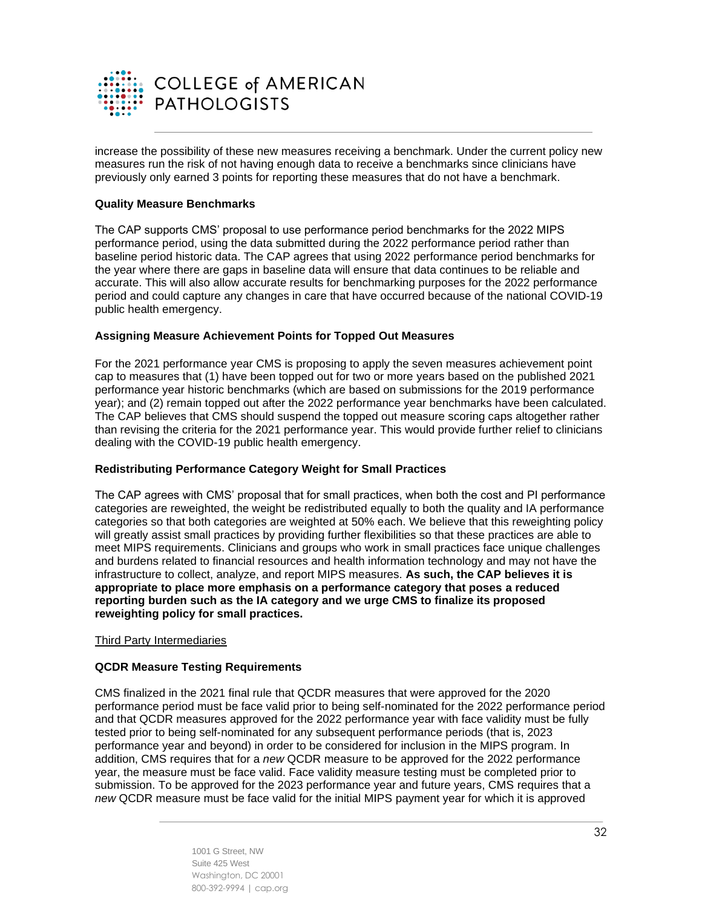increase the possibility of these new measures receiving a benchmark. Under the current policy new measures run the risk of not having enough data to receive a benchmarks since clinicians have previously only earned 3 points for reporting these measures that do not have a benchmark.

**Quality Measure Benchmarks**

The CAP supports CMS' proposal to use performance period benchmarks for the 2022 MIPS performance period, using the data submitted during the 2022 performance period rather than baseline period historic data. The CAP agrees that using 2022 performance period benchmarks for the year where there are gaps in baseline data will ensure that data continues to be reliable and accurate. This will also allow accurate results for benchmarking purposes for the 2022 performance period and could capture any changes in care that have occurred because of the national COVID-19 public health emergency.

**Assigning Measure Achievement Points for Topped Out Measures**

For the 2021 performance year CMS is proposing to apply the seven measures achievement point cap to measures that (1) have been topped out for two or more years based on the published 2021 performance year historic benchmarks (which are based on submissions for the 2019 performance year); and (2) remain topped out after the 2022 performance year benchmarks have been calculated. The CAP believes that CMS should suspend the topped out measure scoring caps altogether rather than revising the criteria for the 2021 performance year. This would provide further relief to clinicians dealing with the COVID-19 public health emergency.

**Redistributing Performance Category Weight for Small Practices**

The CAP agrees with CMS' proposal that for small practices, when both the cost and PI performance categories are reweighted, the weight be redistributed equally to both the quality and IA performance categories so that both categories are weighted at 50% each. We believe that this reweighting policy will greatly assist small practices by providing further flexibilities so that these practices are able to meet MIPS requirements. Clinicians and groups who work in small practices face unique challenges and burdens related to financial resources and health information technology and may not have the infrastructure to collect, analyze, and report MIPS measures. **As such, the CAP believes it is appropriate to place more emphasis on a performance category that poses a reduced reporting burden such as the IA category and we urge CMS to finalize its proposed reweighting policy for small practices.**

Third Party Intermediaries

**QCDR Measure Testing Requirements**

CMS finalized in the 2021 final rule that QCDR measures that were approved for the 2020 performance period must be face valid prior to being self-nominated for the 2022 performance period and that QCDR measures approved for the 2022 performance year with face validity must be fully tested prior to being self-nominated for any subsequent performance periods (that is, 2023 performance year and beyond) in order to be considered for inclusion in the MIPS program. In addition, CMS requires that for a *new* QCDR measure to be approved for the 2022 performance year, the measure must be face valid. Face validity measure testing must be completed prior to submission. To be approved for the 2023 performance year and future years, CMS requires that a *new* QCDR measure must be face valid for the initial MIPS payment year for which it is approved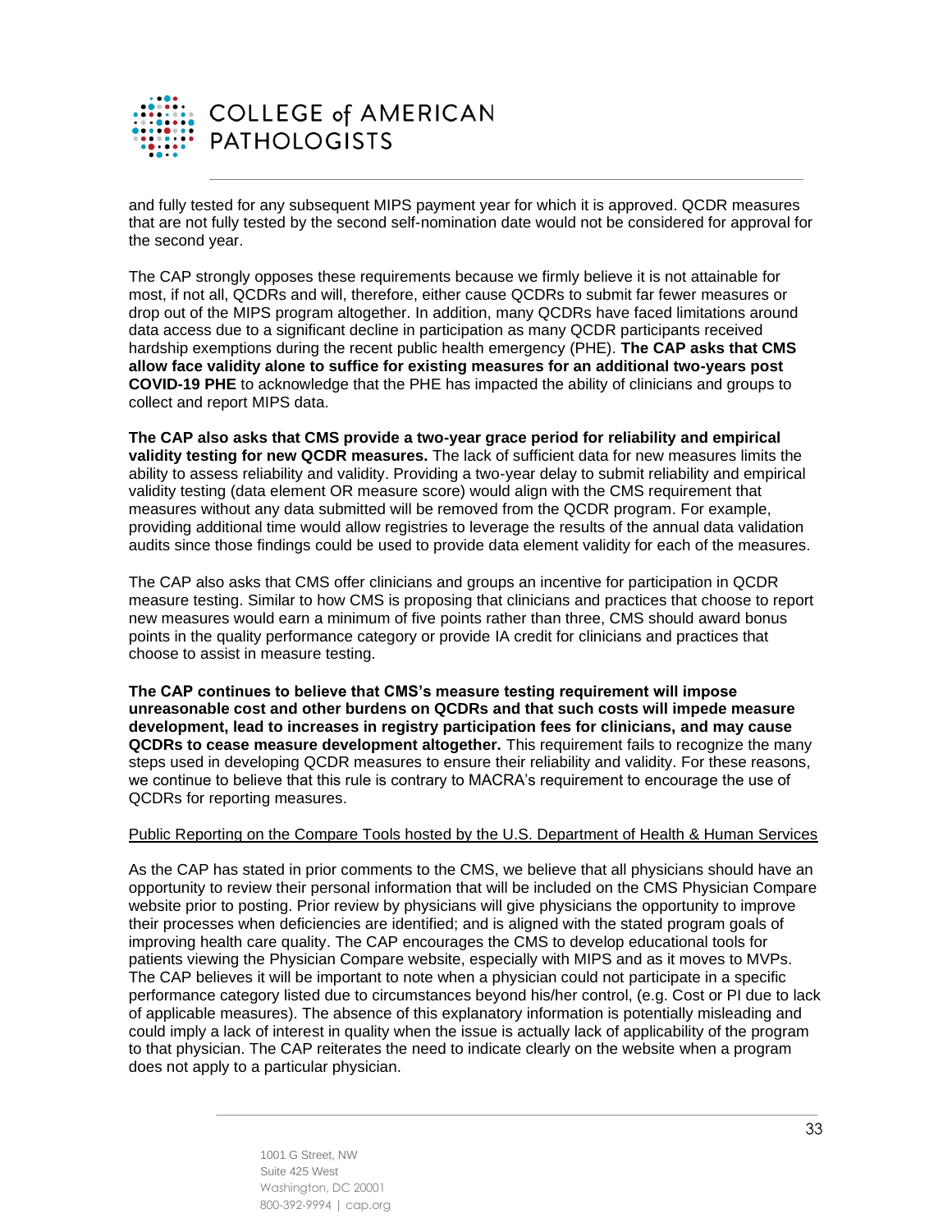and fully tested for any subsequent MIPS payment year for which it is approved. QCDR measures that are not fully tested by the second self-nomination date would not be considered for approval for the second year.

The CAP strongly opposes these requirements because we firmly believe it is not attainable for most, if not all, QCDRs and will, therefore, either cause QCDRs to submit far fewer measures or drop out of the MIPS program altogether. In addition, many QCDRs have faced limitations around data access due to a significant decline in participation as many QCDR participants received hardship exemptions during the recent public health emergency (PHE). **The CAP asks that CMS allow face validity alone to suffice for existing measures for an additional two-years post COVID-19 PHE** to acknowledge that the PHE has impacted the ability of clinicians and groups to collect and report MIPS data.

**The CAP also asks that CMS provide a two-year grace period for reliability and empirical validity testing for new QCDR measures.** The lack of sufficient data for new measures limits the ability to assess reliability and validity. Providing a two-year delay to submit reliability and empirical validity testing (data element OR measure score) would align with the CMS requirement that measures without any data submitted will be removed from the QCDR program. For example, providing additional time would allow registries to leverage the results of the annual data validation audits since those findings could be used to provide data element validity for each of the measures.

The CAP also asks that CMS offer clinicians and groups an incentive for participation in QCDR measure testing. Similar to how CMS is proposing that clinicians and practices that choose to report new measures would earn a minimum of five points rather than three, CMS should award bonus points in the quality performance category or provide IA credit for clinicians and practices that choose to assist in measure testing.

**The CAP continues to believe that CMS's measure testing requirement will impose unreasonable cost and other burdens on QCDRs and that such costs will impede measure development, lead to increases in registry participation fees for clinicians, and may cause QCDRs to cease measure development altogether.** This requirement fails to recognize the many steps used in developing QCDR measures to ensure their reliability and validity. For these reasons, we continue to believe that this rule is contrary to MACRA's requirement to encourage the use of QCDRs for reporting measures.

Public Reporting on the Compare Tools hosted by the U.S. Department of Health & Human Services

As the CAP has stated in prior comments to the CMS, we believe that all physicians should have an opportunity to review their personal information that will be included on the CMS Physician Compare website prior to posting. Prior review by physicians will give physicians the opportunity to improve their processes when deficiencies are identified; and is aligned with the stated program goals of improving health care quality. The CAP encourages the CMS to develop educational tools for patients viewing the Physician Compare website, especially with MIPS and as it moves to MVPs. The CAP believes it will be important to note when a physician could not participate in a specific performance category listed due to circumstances beyond his/her control, (e.g. Cost or PI due to lack of applicable measures). The absence of this explanatory information is potentially misleading and could imply a lack of interest in quality when the issue is actually lack of applicability of the program to that physician. The CAP reiterates the need to indicate clearly on the website when a program does not apply to a particular physician.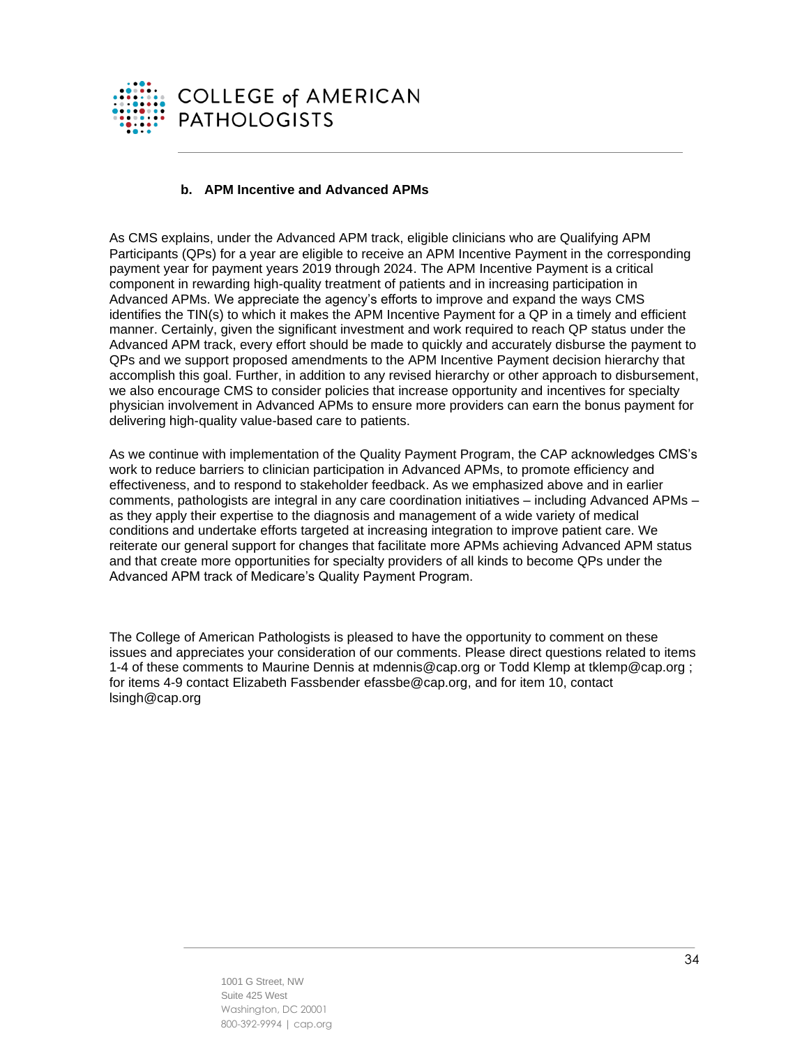### b. APM Incentive and Advanced APMs

As CMS explains, under the Advanced APM track, eligible clinicians who are Qualifying APM Participants (QPs) for a year are eligible to receive an APM Incentive Payment in the corresponding payment year for payment years 2019 through 2024. The APM Incentive Payment is a critical component in rewarding high-quality treatment of patients and in increasing participation in Advanced APMs. We appreciate the agency's efforts to improve and expand the ways CMS identifies the TIN(s) to which it makes the APM Incentive Payment for a QP in a timely and efficient manner. Certainly, given the significant investment and work required to reach QP status under the Advanced APM track, every effort should be made to quickly and accurately disburse the payment to QPs and we support proposed amendments to the APM Incentive Payment decision hierarchy that accomplish this goal. Further, in addition to any revised hierarchy or other approach to disbursement, we also encourage CMS to consider policies that increase opportunity and incentives for specialty physician involvement in Advanced APMs to ensure more providers can earn the bonus payment for delivering high-quality value-based care to patients.

As we continue with implementation of the Quality Payment Program, the CAP acknowledges CMS's work to reduce barriers to clinician participation in Advanced APMs, to promote efficiency and effectiveness, and to respond to stakeholder feedback. As we emphasized above and in earlier comments, pathologists are integral in any care coordination initiatives – including Advanced APMs – as they apply their expertise to the diagnosis and management of a wide variety of medical conditions and undertake efforts targeted at increasing integration to improve patient care. We reiterate our general support for changes that facilitate more APMs achieving Advanced APM status and that create more opportunities for specialty providers of all kinds to become QPs under the Advanced APM track of Medicare's Quality Payment Program.

The College of American Pathologists is pleased to have the opportunity to comment on these issues and appreciates your consideration of our comments. Please direct questions related to items 1-4 of these comments to Maurine Dennis at mdennis@cap.org or Todd Klemp at tklemp@cap.org ; for items 4-9 contact Elizabeth Fassbender efassbe@cap.org, and for item 10, contact lsingh@cap.org